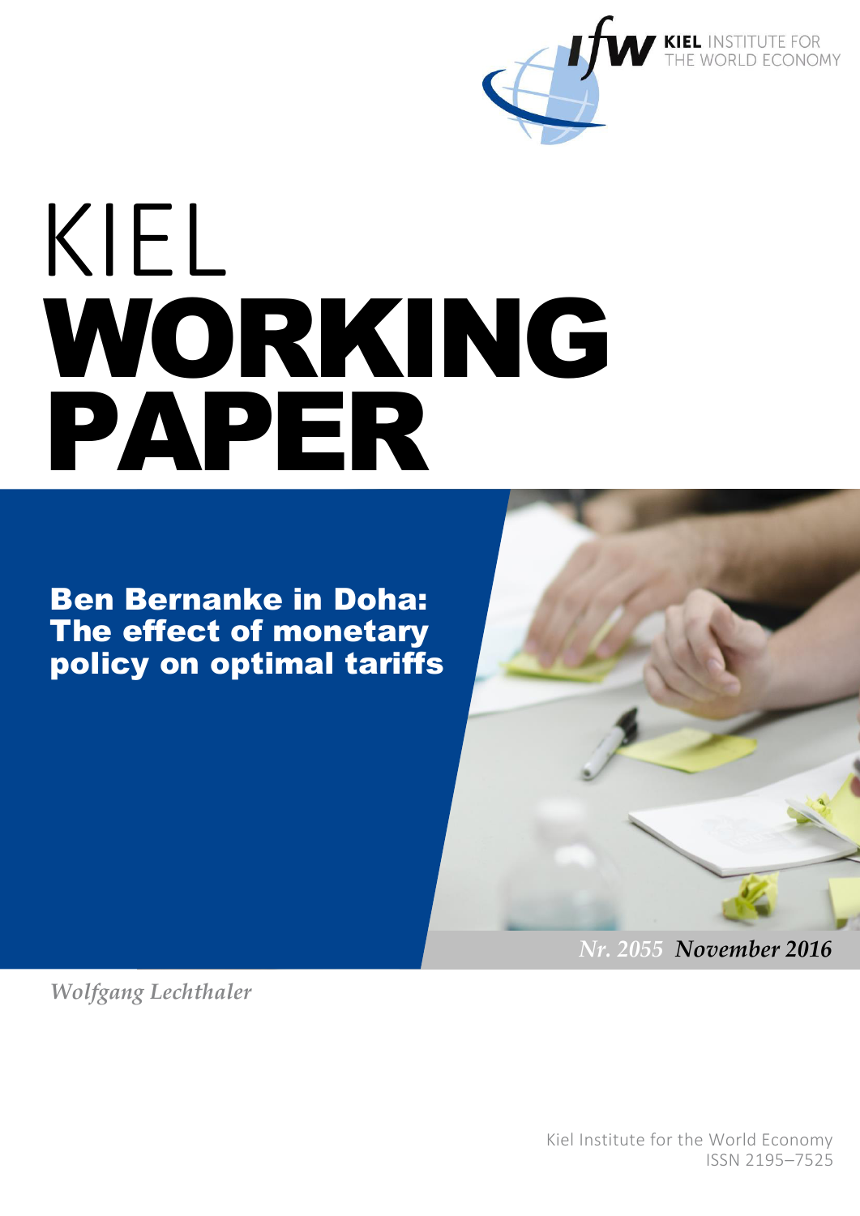KIEL INSTITUTE FOR THE WORLD ECONOMY

# KIEL WORKING PAPER

## Ben Bernanke in Doha: The effect of monetary policy on optimal tariffs

*Nr. 2055 November 2016*

*Wolfgang Lechthaler*

Kiel Institute for the World Economy
ISSN 2195–7525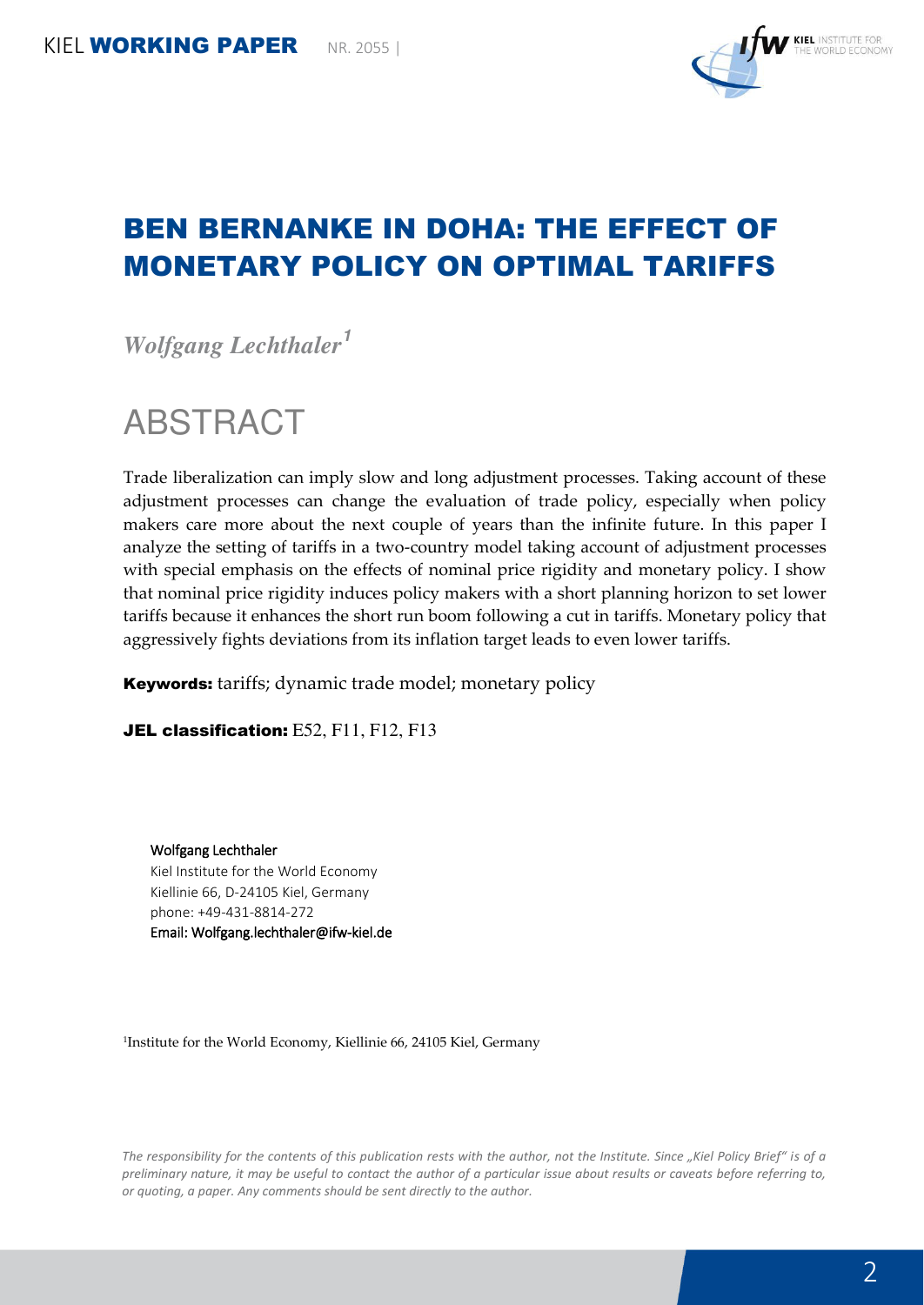KIEL **WORKING PAPER** NR. 2055 |

# BEN BERNANKE IN DOHA: THE EFFECT OF MONETARY POLICY ON OPTIMAL TARIFFS

***Wolfgang Lechthaler[1]***

# ABSTRACT

Trade liberalization can imply slow and long adjustment processes. Taking account of these adjustment processes can change the evaluation of trade policy, especially when policy makers care more about the next couple of years than the infinite future. In this paper I analyze the setting of tariffs in a two-country model taking account of adjustment processes with special emphasis on the effects of nominal price rigidity and monetary policy. I show that nominal price rigidity induces policy makers with a short planning horizon to set lower tariffs because it enhances the short run boom following a cut in tariffs. Monetary policy that aggressively fights deviations from its inflation target leads to even lower tariffs.

**Keywords:** tariffs; dynamic trade model; monetary policy

**JEL classification:** E52, F11, F12, F13

Wolfgang Lechthaler
Kiel Institute for the World Economy
Kiellinie 66, D-24105 Kiel, Germany
phone: +49-431-8814-272
Email: Wolfgang.lechthaler@ifw-kiel.de

[1]Institute for the World Economy, Kiellinie 66, 24105 Kiel, Germany

*The responsibility for the contents of this publication rests with the author, not the Institute. Since „Kiel Policy Brief" is of a preliminary nature, it may be useful to contact the author of a particular issue about results or caveats before referring to, or quoting, a paper. Any comments should be sent directly to the author.*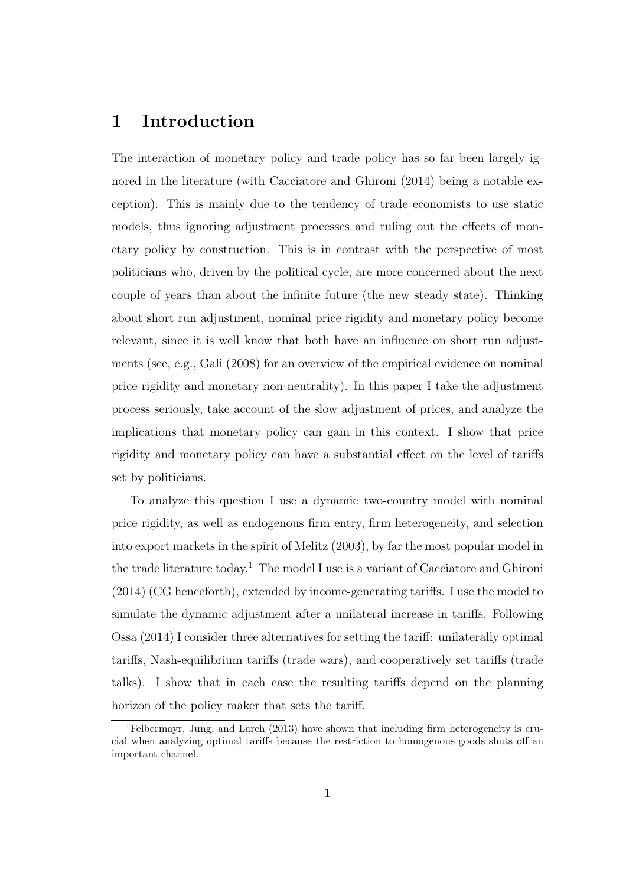# 1 Introduction

The interaction of monetary policy and trade policy has so far been largely ignored in the literature (with Cacciatore and Ghironi (2014) being a notable exception). This is mainly due to the tendency of trade economists to use static models, thus ignoring adjustment processes and ruling out the effects of monetary policy by construction. This is in contrast with the perspective of most politicians who, driven by the political cycle, are more concerned about the next couple of years than about the infinite future (the new steady state). Thinking about short run adjustment, nominal price rigidity and monetary policy become relevant, since it is well know that both have an influence on short run adjustments (see, e.g., Gali (2008) for an overview of the empirical evidence on nominal price rigidity and monetary non-neutrality). In this paper I take the adjustment process seriously, take account of the slow adjustment of prices, and analyze the implications that monetary policy can gain in this context. I show that price rigidity and monetary policy can have a substantial effect on the level of tariffs set by politicians.

To analyze this question I use a dynamic two-country model with nominal price rigidity, as well as endogenous firm entry, firm heterogeneity, and selection into export markets in the spirit of Melitz (2003), by far the most popular model in the trade literature today.[1] The model I use is a variant of Cacciatore and Ghironi (2014) (CG henceforth), extended by income-generating tariffs. I use the model to simulate the dynamic adjustment after a unilateral increase in tariffs. Following Ossa (2014) I consider three alternatives for setting the tariff: unilaterally optimal tariffs, Nash-equilibrium tariffs (trade wars), and cooperatively set tariffs (trade talks). I show that in each case the resulting tariffs depend on the planning horizon of the policy maker that sets the tariff.

[1] Felbermayr, Jung, and Larch (2013) have shown that including firm heterogeneity is crucial when analyzing optimal tariffs because the restriction to homogenous goods shuts off an important channel.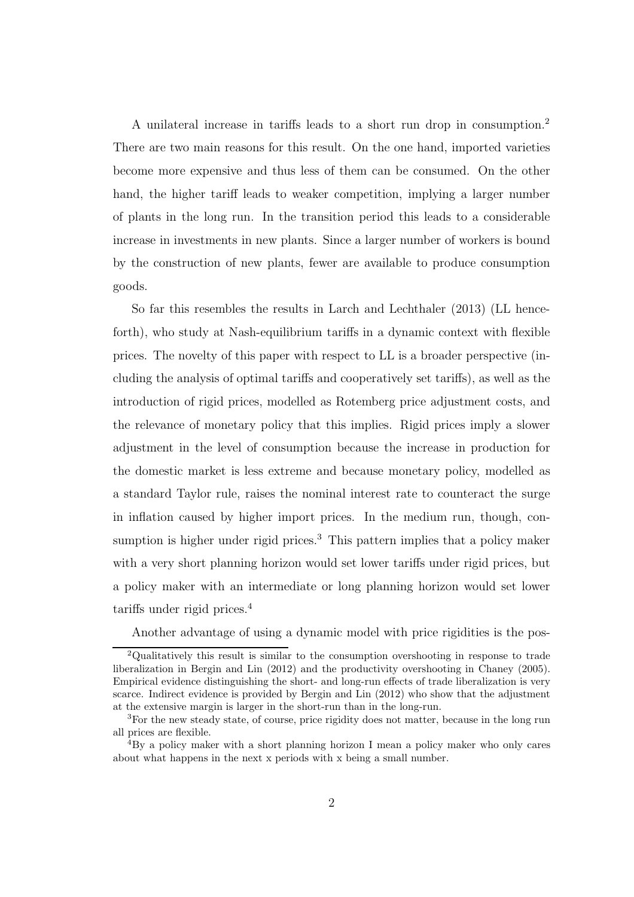A unilateral increase in tariffs leads to a short run drop in consumption.[2] There are two main reasons for this result. On the one hand, imported varieties become more expensive and thus less of them can be consumed. On the other hand, the higher tariff leads to weaker competition, implying a larger number of plants in the long run. In the transition period this leads to a considerable increase in investments in new plants. Since a larger number of workers is bound by the construction of new plants, fewer are available to produce consumption goods.

So far this resembles the results in Larch and Lechthaler (2013) (LL henceforth), who study at Nash-equilibrium tariffs in a dynamic context with flexible prices. The novelty of this paper with respect to LL is a broader perspective (including the analysis of optimal tariffs and cooperatively set tariffs), as well as the introduction of rigid prices, modelled as Rotemberg price adjustment costs, and the relevance of monetary policy that this implies. Rigid prices imply a slower adjustment in the level of consumption because the increase in production for the domestic market is less extreme and because monetary policy, modelled as a standard Taylor rule, raises the nominal interest rate to counteract the surge in inflation caused by higher import prices. In the medium run, though, consumption is higher under rigid prices.[3] This pattern implies that a policy maker with a very short planning horizon would set lower tariffs under rigid prices, but a policy maker with an intermediate or long planning horizon would set lower tariffs under rigid prices.[4]

Another advantage of using a dynamic model with price rigidities is the pos-

---

[2] Qualitatively this result is similar to the consumption overshooting in response to trade liberalization in Bergin and Lin (2012) and the productivity overshooting in Chaney (2005). Empirical evidence distinguishing the short- and long-run effects of trade liberalization is very scarce. Indirect evidence is provided by Bergin and Lin (2012) who show that the adjustment at the extensive margin is larger in the short-run than in the long-run.

[3] For the new steady state, of course, price rigidity does not matter, because in the long run all prices are flexible.

[4] By a policy maker with a short planning horizon I mean a policy maker who only cares about what happens in the next x periods with x being a small number.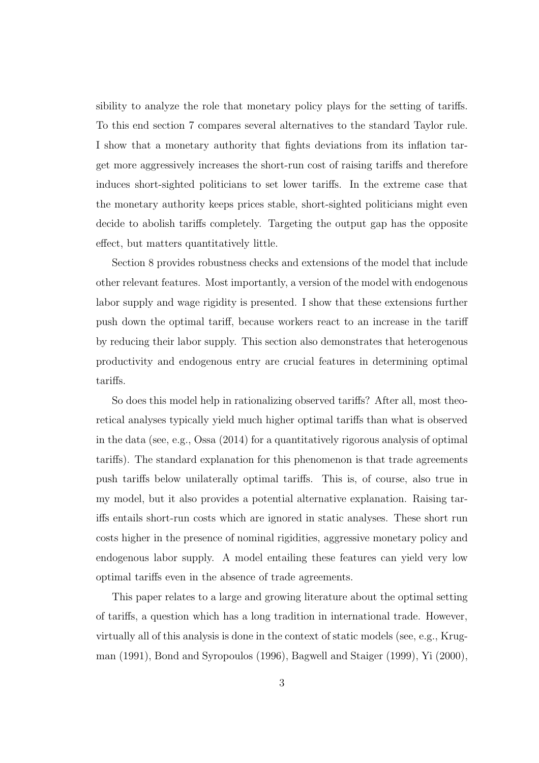sibility to analyze the role that monetary policy plays for the setting of tariffs. To this end section 7 compares several alternatives to the standard Taylor rule. I show that a monetary authority that fights deviations from its inflation target more aggressively increases the short-run cost of raising tariffs and therefore induces short-sighted politicians to set lower tariffs. In the extreme case that the monetary authority keeps prices stable, short-sighted politicians might even decide to abolish tariffs completely. Targeting the output gap has the opposite effect, but matters quantitatively little.

Section 8 provides robustness checks and extensions of the model that include other relevant features. Most importantly, a version of the model with endogenous labor supply and wage rigidity is presented. I show that these extensions further push down the optimal tariff, because workers react to an increase in the tariff by reducing their labor supply. This section also demonstrates that heterogenous productivity and endogenous entry are crucial features in determining optimal tariffs.

So does this model help in rationalizing observed tariffs? After all, most theoretical analyses typically yield much higher optimal tariffs than what is observed in the data (see, e.g., Ossa (2014) for a quantitatively rigorous analysis of optimal tariffs). The standard explanation for this phenomenon is that trade agreements push tariffs below unilaterally optimal tariffs. This is, of course, also true in my model, but it also provides a potential alternative explanation. Raising tariffs entails short-run costs which are ignored in static analyses. These short run costs higher in the presence of nominal rigidities, aggressive monetary policy and endogenous labor supply. A model entailing these features can yield very low optimal tariffs even in the absence of trade agreements.

This paper relates to a large and growing literature about the optimal setting of tariffs, a question which has a long tradition in international trade. However, virtually all of this analysis is done in the context of static models (see, e.g., Krugman (1991), Bond and Syropoulos (1996), Bagwell and Staiger (1999), Yi (2000),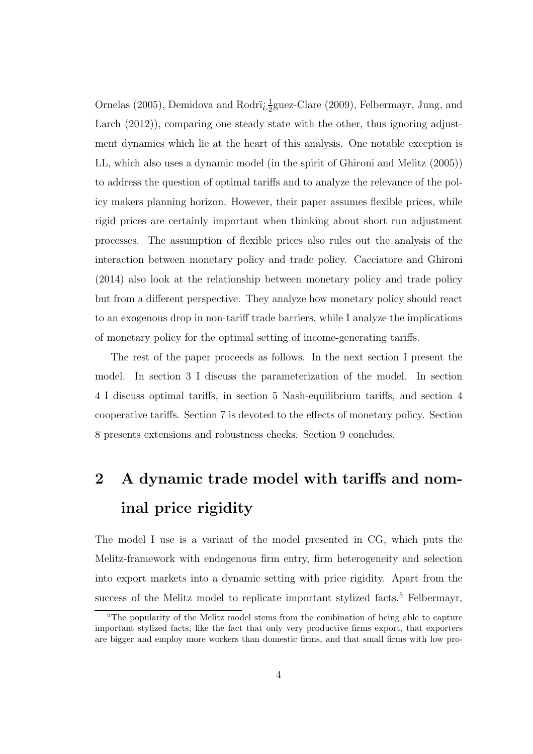Ornelas (2005), Demidova and Rodrï¿½guez-Clare (2009), Felbermayr, Jung, and Larch (2012)), comparing one steady state with the other, thus ignoring adjustment dynamics which lie at the heart of this analysis. One notable exception is LL, which also uses a dynamic model (in the spirit of Ghironi and Melitz (2005)) to address the question of optimal tariffs and to analyze the relevance of the policy makers planning horizon. However, their paper assumes flexible prices, while rigid prices are certainly important when thinking about short run adjustment processes. The assumption of flexible prices also rules out the analysis of the interaction between monetary policy and trade policy. Cacciatore and Ghironi (2014) also look at the relationship between monetary policy and trade policy but from a different perspective. They analyze how monetary policy should react to an exogenous drop in non-tariff trade barriers, while I analyze the implications of monetary policy for the optimal setting of income-generating tariffs.

The rest of the paper proceeds as follows. In the next section I present the model. In section 3 I discuss the parameterization of the model. In section 4 I discuss optimal tariffs, in section 5 Nash-equilibrium tariffs, and section 4 cooperative tariffs. Section 7 is devoted to the effects of monetary policy. Section 8 presents extensions and robustness checks. Section 9 concludes.

## 2 A dynamic trade model with tariffs and nominal price rigidity

The model I use is a variant of the model presented in CG, which puts the Melitz-framework with endogenous firm entry, firm heterogeneity and selection into export markets into a dynamic setting with price rigidity. Apart from the success of the Melitz model to replicate important stylized facts,[5] Felbermayr,

[5] The popularity of the Melitz model stems from the combination of being able to capture important stylized facts, like the fact that only very productive firms export, that exporters are bigger and employ more workers than domestic firms, and that small firms with low pro-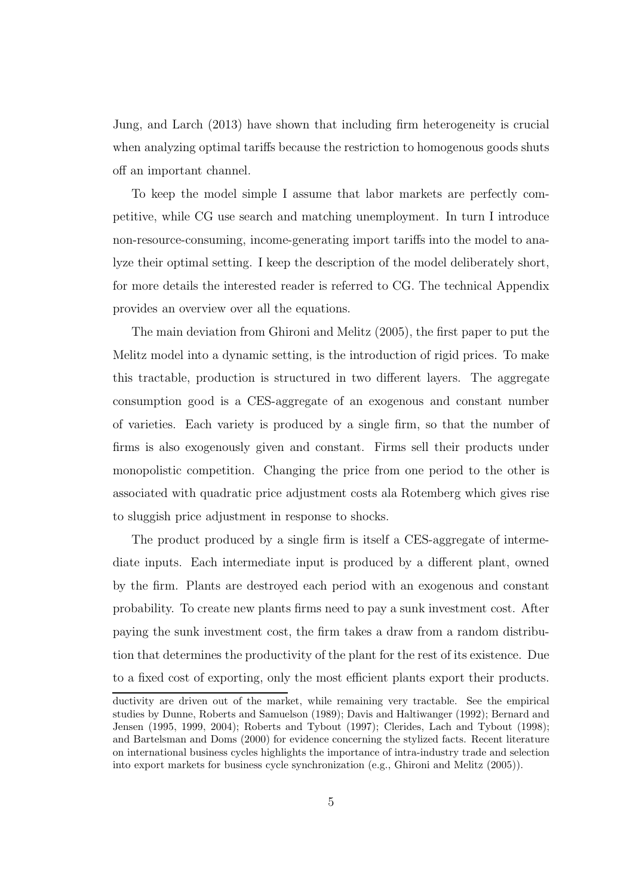Jung, and Larch (2013) have shown that including firm heterogeneity is crucial when analyzing optimal tariffs because the restriction to homogenous goods shuts off an important channel.

To keep the model simple I assume that labor markets are perfectly competitive, while CG use search and matching unemployment. In turn I introduce non-resource-consuming, income-generating import tariffs into the model to analyze their optimal setting. I keep the description of the model deliberately short, for more details the interested reader is referred to CG. The technical Appendix provides an overview over all the equations.

The main deviation from Ghironi and Melitz (2005), the first paper to put the Melitz model into a dynamic setting, is the introduction of rigid prices. To make this tractable, production is structured in two different layers. The aggregate consumption good is a CES-aggregate of an exogenous and constant number of varieties. Each variety is produced by a single firm, so that the number of firms is also exogenously given and constant. Firms sell their products under monopolistic competition. Changing the price from one period to the other is associated with quadratic price adjustment costs ala Rotemberg which gives rise to sluggish price adjustment in response to shocks.

The product produced by a single firm is itself a CES-aggregate of intermediate inputs. Each intermediate input is produced by a different plant, owned by the firm. Plants are destroyed each period with an exogenous and constant probability. To create new plants firms need to pay a sunk investment cost. After paying the sunk investment cost, the firm takes a draw from a random distribution that determines the productivity of the plant for the rest of its existence. Due to a fixed cost of exporting, only the most efficient plants export their products.

ductivity are driven out of the market, while remaining very tractable. See the empirical studies by Dunne, Roberts and Samuelson (1989); Davis and Haltiwanger (1992); Bernard and Jensen (1995, 1999, 2004); Roberts and Tybout (1997); Clerides, Lach and Tybout (1998); and Bartelsman and Doms (2000) for evidence concerning the stylized facts. Recent literature on international business cycles highlights the importance of intra-industry trade and selection into export markets for business cycle synchronization (e.g., Ghironi and Melitz (2005)).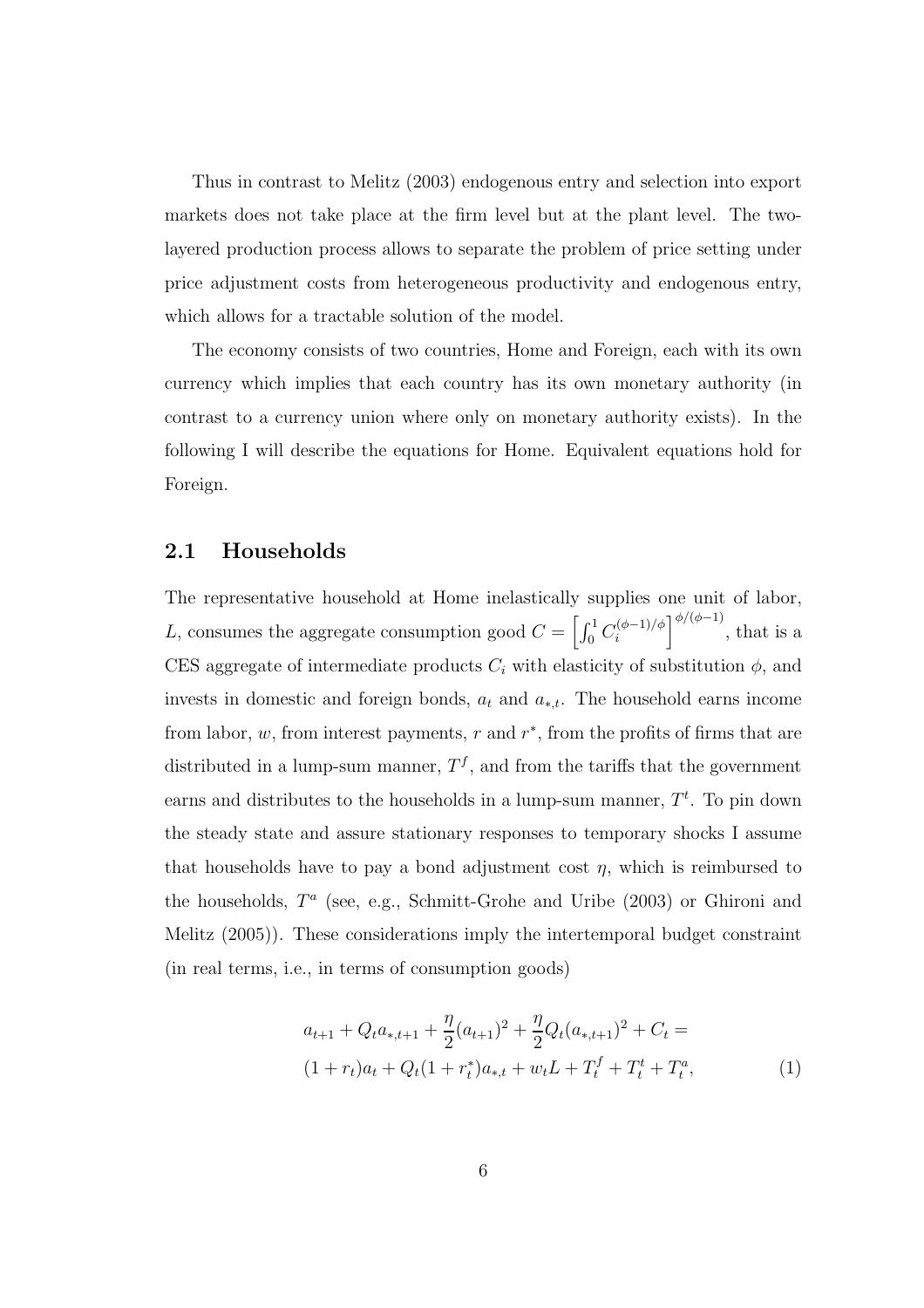Thus in contrast to Melitz (2003) endogenous entry and selection into export markets does not take place at the firm level but at the plant level. The two-layered production process allows to separate the problem of price setting under price adjustment costs from heterogeneous productivity and endogenous entry, which allows for a tractable solution of the model.

The economy consists of two countries, Home and Foreign, each with its own currency which implies that each country has its own monetary authority (in contrast to a currency union where only on monetary authority exists). In the following I will describe the equations for Home. Equivalent equations hold for Foreign.

## 2.1 Households

The representative household at Home inelastically supplies one unit of labor, $L$, consumes the aggregate consumption good $C = \left[\int_0^1 C_i^{(\phi-1)/\phi}\right]^{\phi/(\phi-1)}$, that is a CES aggregate of intermediate products $C_i$ with elasticity of substitution $\phi$, and invests in domestic and foreign bonds, $a_t$ and $a_{*,t}$. The household earns income from labor, $w$, from interest payments, $r$ and $r^*$, from the profits of firms that are distributed in a lump-sum manner, $T^f$, and from the tariffs that the government earns and distributes to the households in a lump-sum manner, $T^t$. To pin down the steady state and assure stationary responses to temporary shocks I assume that households have to pay a bond adjustment cost $\eta$, which is reimbursed to the households, $T^a$ (see, e.g., Schmitt-Grohe and Uribe (2003) or Ghironi and Melitz (2005)). These considerations imply the intertemporal budget constraint (in real terms, i.e., in terms of consumption goods)

$$
\begin{aligned}
&a_{t+1} + Q_t a_{*,t+1} + \frac{\eta}{2}(a_{t+1})^2 + \frac{\eta}{2}Q_t(a_{*,t+1})^2 + C_t = \\
&(1+r_t)a_t + Q_t(1+r_t^*)a_{*,t} + w_t L + T_t^f + T_t^t + T_t^a,
\end{aligned} \tag{1}
$$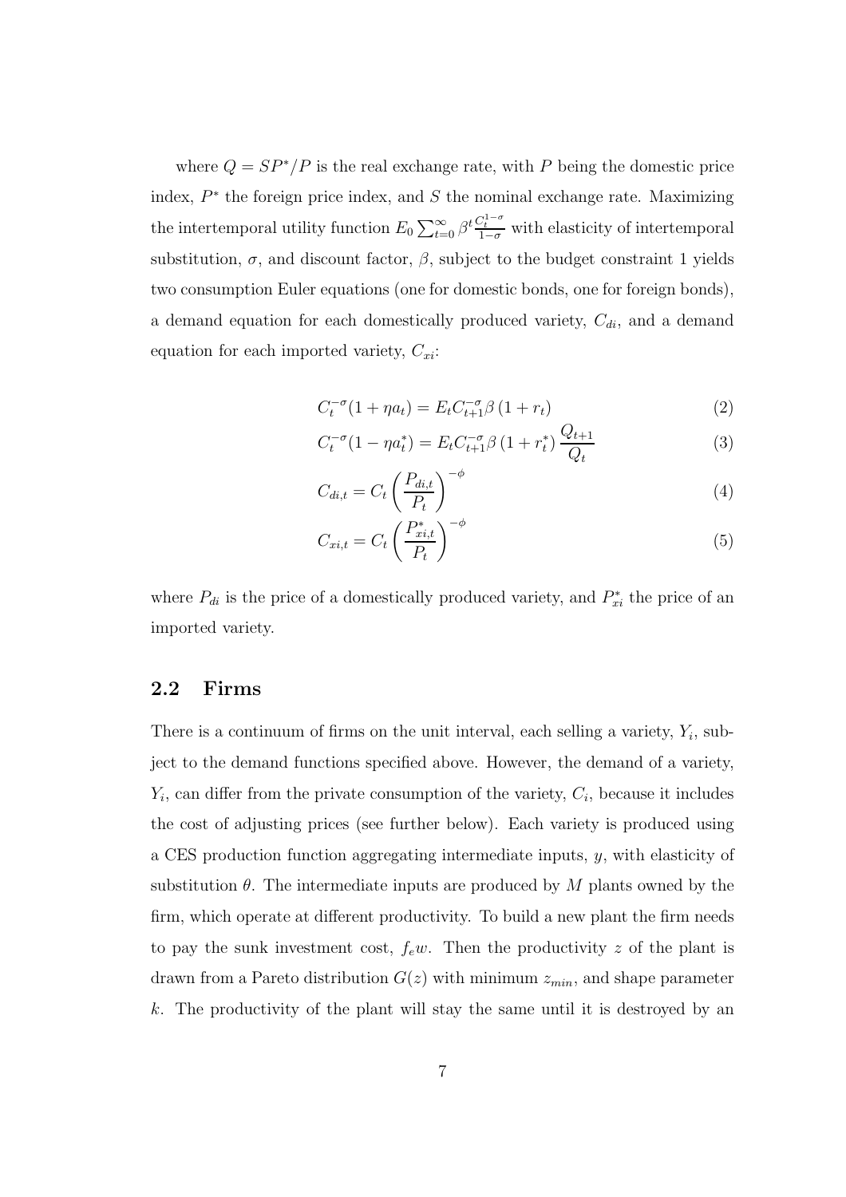where $Q = SP^*/P$ is the real exchange rate, with $P$ being the domestic price index, $P^*$ the foreign price index, and $S$ the nominal exchange rate. Maximizing the intertemporal utility function $E_0 \sum_{t=0}^{\infty} \beta^t \frac{C_t^{1-\sigma}}{1-\sigma}$ with elasticity of intertemporal substitution, $\sigma$, and discount factor, $\beta$, subject to the budget constraint 1 yields two consumption Euler equations (one for domestic bonds, one for foreign bonds), a demand equation for each domestically produced variety, $C_{di}$, and a demand equation for each imported variety, $C_{xi}$:

$$C_t^{-\sigma}(1 + \eta a_t) = E_t C_{t+1}^{-\sigma} \beta (1 + r_t) \tag{2}$$

$$C_t^{-\sigma}(1 - \eta a_t^*) = E_t C_{t+1}^{-\sigma} \beta (1 + r_t^*) \frac{Q_{t+1}}{Q_t} \tag{3}$$

$$C_{di,t} = C_t \left( \frac{P_{di,t}}{P_t} \right)^{-\phi} \tag{4}$$

$$C_{xi,t} = C_t \left( \frac{P_{xi,t}^*}{P_t} \right)^{-\phi} \tag{5}$$

where $P_{di}$ is the price of a domestically produced variety, and $P_{xi}^*$ the price of an imported variety.

## 2.2 Firms

There is a continuum of firms on the unit interval, each selling a variety, $Y_i$, subject to the demand functions specified above. However, the demand of a variety, $Y_i$, can differ from the private consumption of the variety, $C_i$, because it includes the cost of adjusting prices (see further below). Each variety is produced using a CES production function aggregating intermediate inputs, $y$, with elasticity of substitution $\theta$. The intermediate inputs are produced by $M$ plants owned by the firm, which operate at different productivity. To build a new plant the firm needs to pay the sunk investment cost, $f_e w$. Then the productivity $z$ of the plant is drawn from a Pareto distribution $G(z)$ with minimum $z_{min}$, and shape parameter $k$. The productivity of the plant will stay the same until it is destroyed by an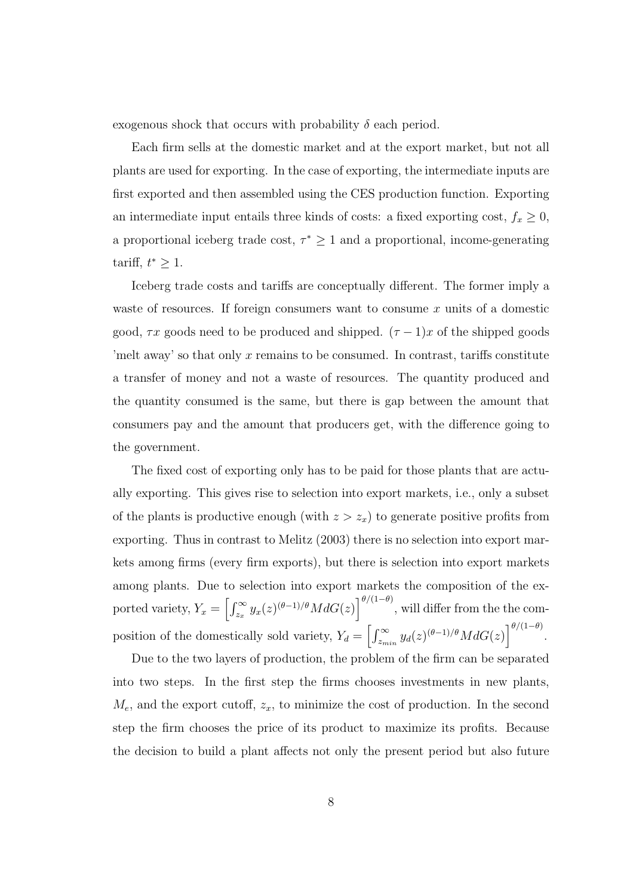exogenous shock that occurs with probability $\delta$ each period.

Each firm sells at the domestic market and at the export market, but not all plants are used for exporting. In the case of exporting, the intermediate inputs are first exported and then assembled using the CES production function. Exporting an intermediate input entails three kinds of costs: a fixed exporting cost, $f_x \geq 0$, a proportional iceberg trade cost, $\tau^* \geq 1$ and a proportional, income-generating tariff, $t^* \geq 1$.

Iceberg trade costs and tariffs are conceptually different. The former imply a waste of resources. If foreign consumers want to consume $x$ units of a domestic good, $\tau x$ goods need to be produced and shipped. $(\tau - 1)x$ of the shipped goods 'melt away' so that only $x$ remains to be consumed. In contrast, tariffs constitute a transfer of money and not a waste of resources. The quantity produced and the quantity consumed is the same, but there is gap between the amount that consumers pay and the amount that producers get, with the difference going to the government.

The fixed cost of exporting only has to be paid for those plants that are actually exporting. This gives rise to selection into export markets, i.e., only a subset of the plants is productive enough (with $z > z_x$) to generate positive profits from exporting. Thus in contrast to Melitz (2003) there is no selection into export markets among firms (every firm exports), but there is selection into export markets among plants. Due to selection into export markets the composition of the exported variety, $Y_x = \left[\int_{z_x}^{\infty} y_x(z)^{(\theta-1)/\theta} M dG(z)\right]^{\theta/(1-\theta)}$, will differ from the the composition of the domestically sold variety, $Y_d = \left[\int_{z_{min}}^{\infty} y_d(z)^{(\theta-1)/\theta} M dG(z)\right]^{\theta/(1-\theta)}$.

Due to the two layers of production, the problem of the firm can be separated into two steps. In the first step the firms chooses investments in new plants, $M_e$, and the export cutoff, $z_x$, to minimize the cost of production. In the second step the firm chooses the price of its product to maximize its profits. Because the decision to build a plant affects not only the present period but also future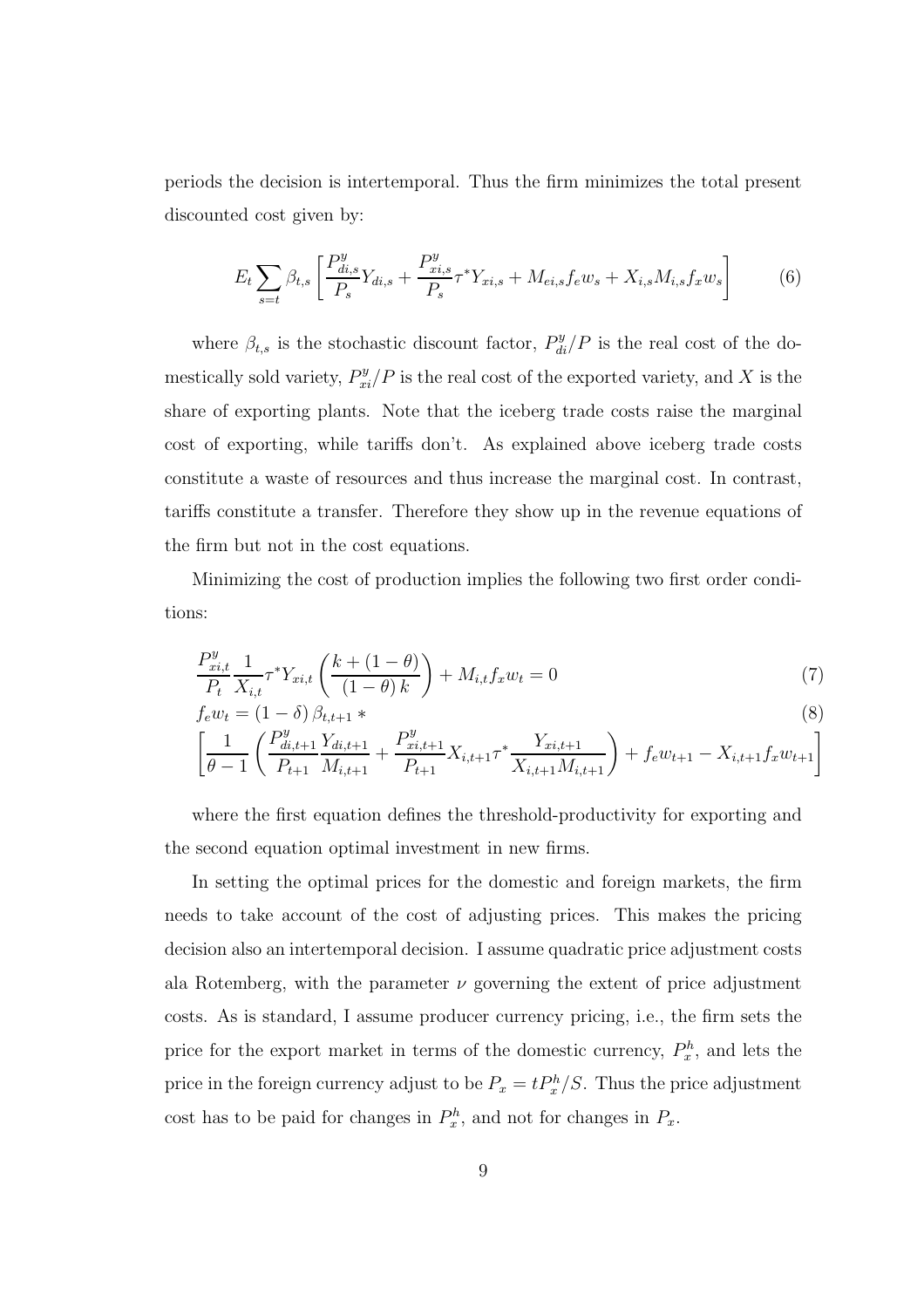periods the decision is intertemporal. Thus the firm minimizes the total present discounted cost given by:

$$E_t \sum_{s=t} \beta_{t,s} \left[ \frac{P^y_{di,s}}{P_s} Y_{di,s} + \frac{P^y_{xi,s}}{P_s} \tau^* Y_{xi,s} + M_{ei,s} f_e w_s + X_{i,s} M_{i,s} f_x w_s \right] \tag{6}$$

where $\beta_{t,s}$ is the stochastic discount factor, $P^y_{di}/P$ is the real cost of the domestically sold variety, $P^y_{xi}/P$ is the real cost of the exported variety, and $X$ is the share of exporting plants. Note that the iceberg trade costs raise the marginal cost of exporting, while tariffs don't. As explained above iceberg trade costs constitute a waste of resources and thus increase the marginal cost. In contrast, tariffs constitute a transfer. Therefore they show up in the revenue equations of the firm but not in the cost equations.

Minimizing the cost of production implies the following two first order conditions:

$$\frac{P^y_{xi,t}}{P_t} \frac{1}{X_{i,t}} \tau^* Y_{xi,t} \left( \frac{k + (1-\theta)}{(1-\theta) k} \right) + M_{i,t} f_x w_t = 0 \tag{7}$$

$$f_e w_t = (1-\delta) \beta_{t,t+1} * \tag{8}$$

$$\left[ \frac{1}{\theta - 1} \left( \frac{P^y_{di,t+1}}{P_{t+1}} \frac{Y_{di,t+1}}{M_{i,t+1}} + \frac{P^y_{xi,t+1}}{P_{t+1}} X_{i,t+1} \tau^* \frac{Y_{xi,t+1}}{X_{i,t+1} M_{i,t+1}} \right) + f_e w_{t+1} - X_{i,t+1} f_x w_{t+1} \right]$$

where the first equation defines the threshold-productivity for exporting and the second equation optimal investment in new firms.

In setting the optimal prices for the domestic and foreign markets, the firm needs to take account of the cost of adjusting prices. This makes the pricing decision also an intertemporal decision. I assume quadratic price adjustment costs ala Rotemberg, with the parameter $\nu$ governing the extent of price adjustment costs. As is standard, I assume producer currency pricing, i.e., the firm sets the price for the export market in terms of the domestic currency, $P^h_x$, and lets the price in the foreign currency adjust to be $P_x = t P^h_x / S$. Thus the price adjustment cost has to be paid for changes in $P^h_x$, and not for changes in $P_x$.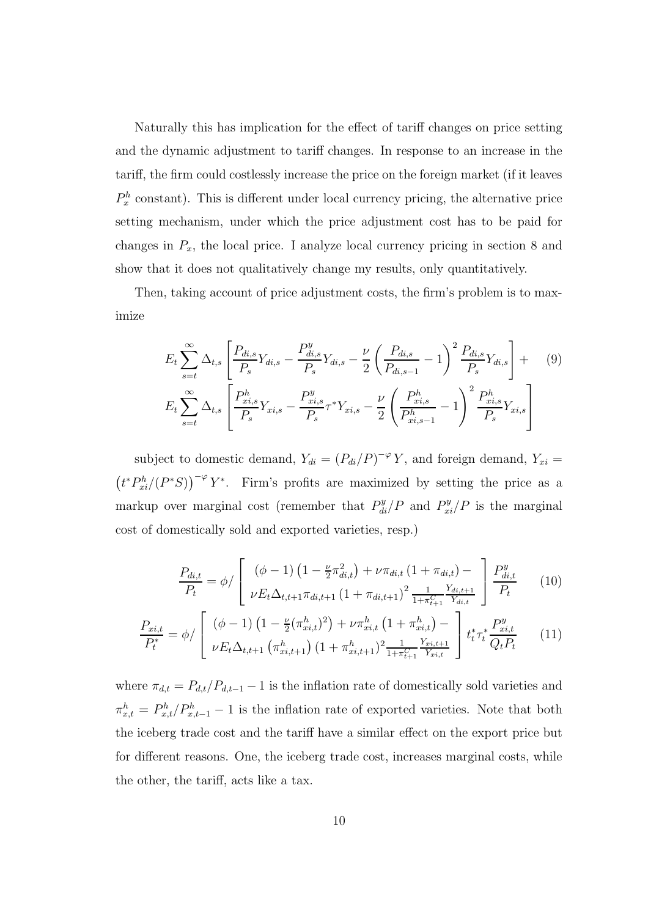Naturally this has implication for the effect of tariff changes on price setting and the dynamic adjustment to tariff changes. In response to an increase in the tariff, the firm could costlessly increase the price on the foreign market (if it leaves $P_x^h$ constant). This is different under local currency pricing, the alternative price setting mechanism, under which the price adjustment cost has to be paid for changes in $P_x$, the local price. I analyze local currency pricing in section 8 and show that it does not qualitatively change my results, only quantitatively.

Then, taking account of price adjustment costs, the firm's problem is to maximize

$$
\begin{aligned}
& E_t \sum_{s=t}^{\infty} \Delta_{t,s} \left[ \frac{P_{di,s}}{P_s} Y_{di,s} - \frac{P_{di,s}^y}{P_s} Y_{di,s} - \frac{\nu}{2} \left( \frac{P_{di,s}}{P_{di,s-1}} - 1 \right)^2 \frac{P_{di,s}}{P_s} Y_{di,s} \right] + \\
& E_t \sum_{s=t}^{\infty} \Delta_{t,s} \left[ \frac{P_{xi,s}^h}{P_s} Y_{xi,s} - \frac{P_{xi,s}^y}{P_s} \tau^* Y_{xi,s} - \frac{\nu}{2} \left( \frac{P_{xi,s}^h}{P_{xi,s-1}^h} - 1 \right)^2 \frac{P_{xi,s}^h}{P_s} Y_{xi,s} \right]
\end{aligned} \tag{9}
$$

subject to domestic demand, $Y_{di} = (P_{di}/P)^{-\varphi} Y$, and foreign demand, $Y_{xi} = \left(t^* P_{xi}^h/(P^* S)\right)^{-\varphi} Y^*$. Firm's profits are maximized by setting the price as a markup over marginal cost (remember that $P_{di}^y/P$ and $P_{xi}^y/P$ is the marginal cost of domestically sold and exported varieties, resp.)

$$
\frac{P_{di,t}}{P_t} = \phi / \left[ \begin{array}{c} (\phi - 1)\left(1 - \frac{\nu}{2}\pi_{di,t}^2\right) + \nu \pi_{di,t}\left(1 + \pi_{di,t}\right) - \\ \nu E_t \Delta_{t,t+1} \pi_{di,t+1} \left(1 + \pi_{di,t+1}\right)^2 \frac{1}{1+\pi_{t+1}^C} \frac{Y_{di,t+1}}{Y_{di,t}} \end{array} \right] \frac{P_{di,t}^y}{P_t} \tag{10}
$$

$$
\frac{P_{xi,t}}{P_t^*} = \phi / \left[ \begin{array}{c} (\phi - 1)\left(1 - \frac{\nu}{2}(\pi_{xi,t}^h)^2\right) + \nu \pi_{xi,t}^h \left(1 + \pi_{xi,t}^h\right) - \\ \nu E_t \Delta_{t,t+1} \left(\pi_{xi,t+1}^h\right) \left(1 + \pi_{xi,t+1}^h\right)^2 \frac{1}{1+\pi_{t+1}^C} \frac{Y_{xi,t+1}}{Y_{xi,t}} \end{array} \right] t_t^* \tau_t^* \frac{P_{xi,t}^y}{Q_t P_t} \tag{11}
$$

where $\pi_{d,t} = P_{d,t}/P_{d,t-1} - 1$ is the inflation rate of domestically sold varieties and $\pi_{x,t}^h = P_{x,t}^h/P_{x,t-1}^h - 1$ is the inflation rate of exported varieties. Note that both the iceberg trade cost and the tariff have a similar effect on the export price but for different reasons. One, the iceberg trade cost, increases marginal costs, while the other, the tariff, acts like a tax.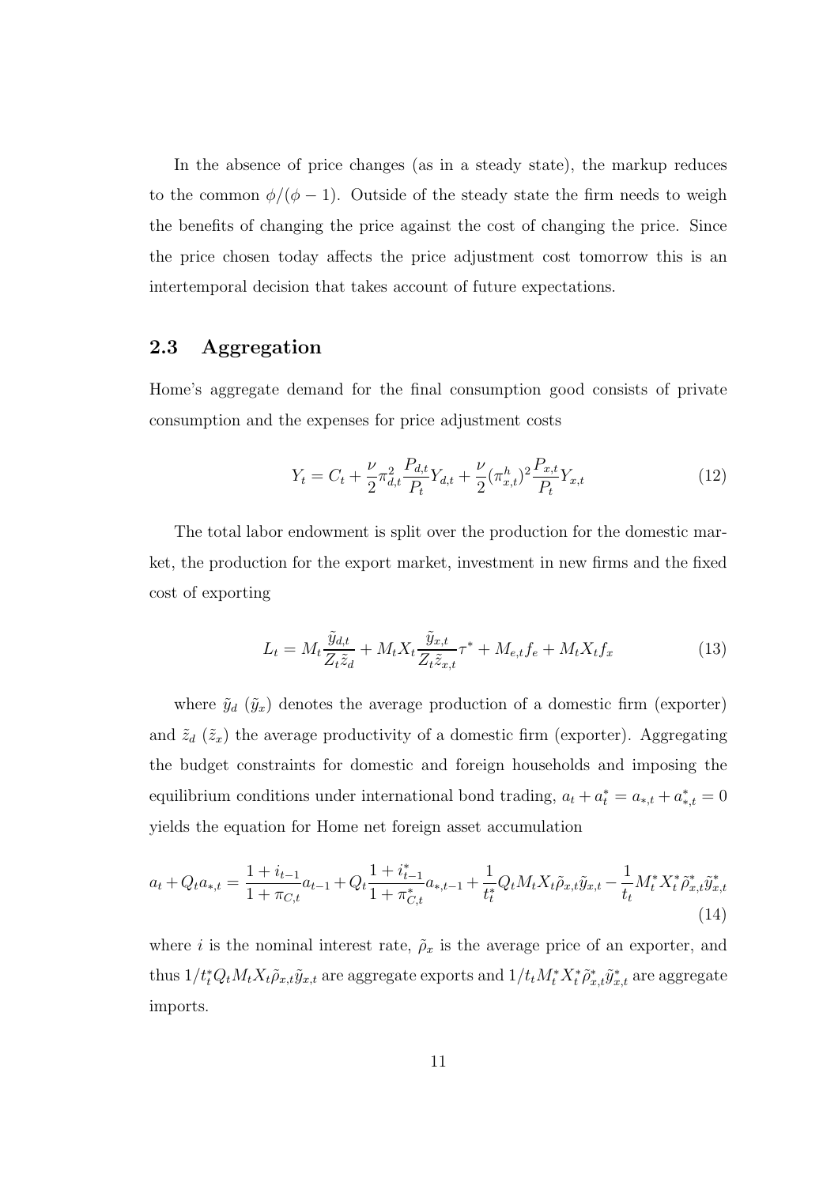In the absence of price changes (as in a steady state), the markup reduces to the common $\phi/(\phi-1)$. Outside of the steady state the firm needs to weigh the benefits of changing the price against the cost of changing the price. Since the price chosen today affects the price adjustment cost tomorrow this is an intertemporal decision that takes account of future expectations.

## 2.3 Aggregation

Home's aggregate demand for the final consumption good consists of private consumption and the expenses for price adjustment costs

$$Y_t = C_t + \frac{\nu}{2}\pi_{d,t}^2 \frac{P_{d,t}}{P_t} Y_{d,t} + \frac{\nu}{2}(\pi_{x,t}^h)^2 \frac{P_{x,t}}{P_t} Y_{x,t} \tag{12}$$

The total labor endowment is split over the production for the domestic market, the production for the export market, investment in new firms and the fixed cost of exporting

$$L_t = M_t \frac{\tilde{y}_{d,t}}{Z_t \tilde{z}_d} + M_t X_t \frac{\tilde{y}_{x,t}}{Z_t \tilde{z}_{x,t}} \tau^* + M_{e,t} f_e + M_t X_t f_x \tag{13}$$

where $\tilde{y}_d$ ($\tilde{y}_x$) denotes the average production of a domestic firm (exporter) and $\tilde{z}_d$ ($\tilde{z}_x$) the average productivity of a domestic firm (exporter). Aggregating the budget constraints for domestic and foreign households and imposing the equilibrium conditions under international bond trading, $a_t + a_t^* = a_{*,t} + a_{*,t}^* = 0$ yields the equation for Home net foreign asset accumulation

$$a_t + Q_t a_{*,t} = \frac{1+i_{t-1}}{1+\pi_{C,t}} a_{t-1} + Q_t \frac{1+i_{t-1}^*}{1+\pi_{C,t}^*} a_{*,t-1} + \frac{1}{t_t^*} Q_t M_t X_t \tilde{\rho}_{x,t} \tilde{y}_{x,t} - \frac{1}{t_t} M_t^* X_t^* \tilde{\rho}_{x,t}^* \tilde{y}_{x,t}^* \tag{14}$$

where $i$ is the nominal interest rate, $\tilde{\rho}_x$ is the average price of an exporter, and thus $1/t_t^* Q_t M_t X_t \tilde{\rho}_{x,t} \tilde{y}_{x,t}$ are aggregate exports and $1/t_t M_t^* X_t^* \tilde{\rho}_{x,t}^* \tilde{y}_{x,t}^*$ are aggregate imports.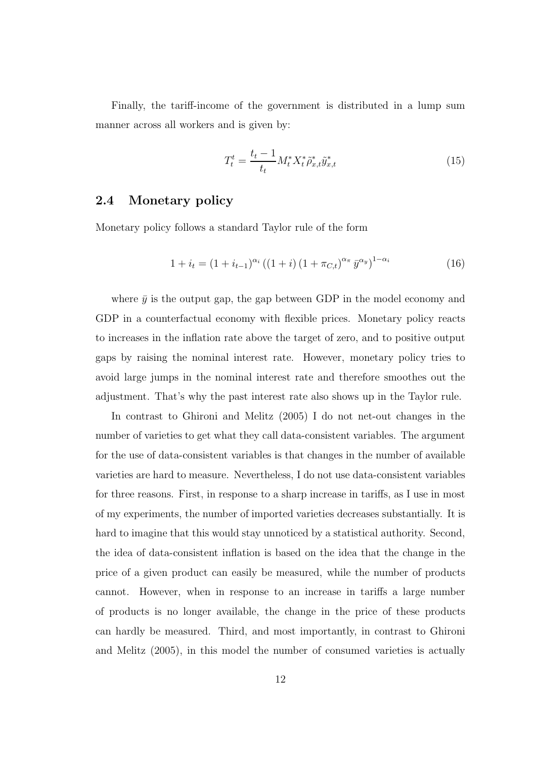Finally, the tariff-income of the government is distributed in a lump sum manner across all workers and is given by:

$$T_t^t = \frac{t_t - 1}{t_t} M_t^* X_t^* \tilde{\rho}_{x,t}^* \tilde{y}_{x,t}^* \tag{15}$$

## 2.4 Monetary policy

Monetary policy follows a standard Taylor rule of the form

$$1 + i_t = (1 + i_{t-1})^{\alpha_i} \left( (1 + i) (1 + \pi_{C,t})^{\alpha_\pi} \bar{y}^{\alpha_y} \right)^{1-\alpha_i} \tag{16}$$

where $\bar{y}$ is the output gap, the gap between GDP in the model economy and GDP in a counterfactual economy with flexible prices. Monetary policy reacts to increases in the inflation rate above the target of zero, and to positive output gaps by raising the nominal interest rate. However, monetary policy tries to avoid large jumps in the nominal interest rate and therefore smoothes out the adjustment. That's why the past interest rate also shows up in the Taylor rule.

In contrast to Ghironi and Melitz (2005) I do not net-out changes in the number of varieties to get what they call data-consistent variables. The argument for the use of data-consistent variables is that changes in the number of available varieties are hard to measure. Nevertheless, I do not use data-consistent variables for three reasons. First, in response to a sharp increase in tariffs, as I use in most of my experiments, the number of imported varieties decreases substantially. It is hard to imagine that this would stay unnoticed by a statistical authority. Second, the idea of data-consistent inflation is based on the idea that the change in the price of a given product can easily be measured, while the number of products cannot. However, when in response to an increase in tariffs a large number of products is no longer available, the change in the price of these products can hardly be measured. Third, and most importantly, in contrast to Ghironi and Melitz (2005), in this model the number of consumed varieties is actually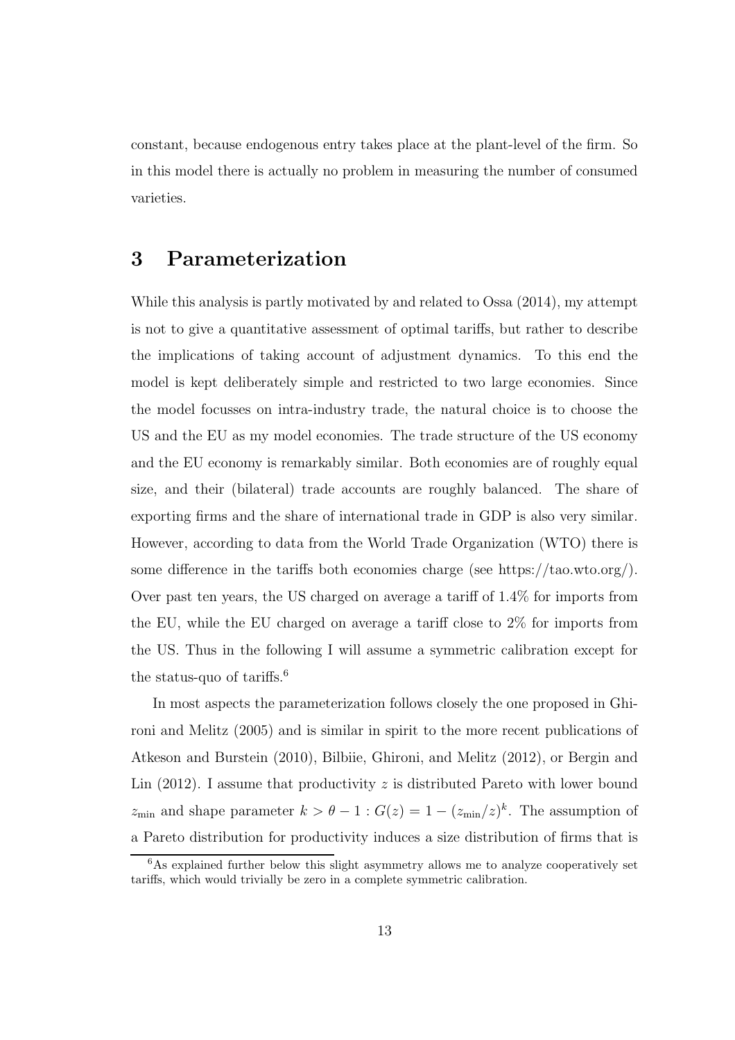constant, because endogenous entry takes place at the plant-level of the firm. So in this model there is actually no problem in measuring the number of consumed varieties.

# 3 Parameterization

While this analysis is partly motivated by and related to Ossa (2014), my attempt is not to give a quantitative assessment of optimal tariffs, but rather to describe the implications of taking account of adjustment dynamics. To this end the model is kept deliberately simple and restricted to two large economies. Since the model focusses on intra-industry trade, the natural choice is to choose the US and the EU as my model economies. The trade structure of the US economy and the EU economy is remarkably similar. Both economies are of roughly equal size, and their (bilateral) trade accounts are roughly balanced. The share of exporting firms and the share of international trade in GDP is also very similar. However, according to data from the World Trade Organization (WTO) there is some difference in the tariffs both economies charge (see https://tao.wto.org/). Over past ten years, the US charged on average a tariff of 1.4% for imports from the EU, while the EU charged on average a tariff close to 2% for imports from the US. Thus in the following I will assume a symmetric calibration except for the status-quo of tariffs.[6]

In most aspects the parameterization follows closely the one proposed in Ghironi and Melitz (2005) and is similar in spirit to the more recent publications of Atkeson and Burstein (2010), Bilbiie, Ghironi, and Melitz (2012), or Bergin and Lin (2012). I assume that productivity $z$ is distributed Pareto with lower bound $z_{\min}$ and shape parameter $k > \theta - 1 : G(z) = 1 - (z_{\min}/z)^k$. The assumption of a Pareto distribution for productivity induces a size distribution of firms that is

[6] As explained further below this slight asymmetry allows me to analyze cooperatively set tariffs, which would trivially be zero in a complete symmetric calibration.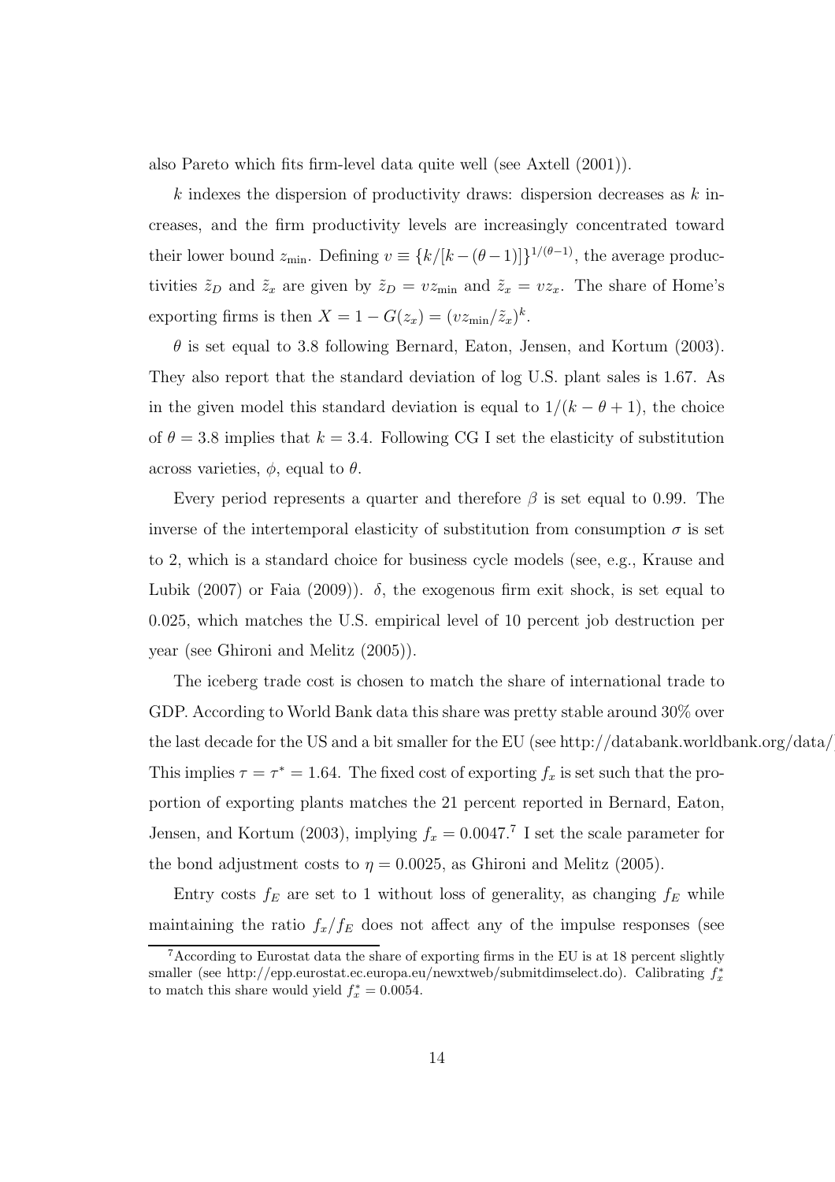also Pareto which fits firm-level data quite well (see Axtell (2001)).

$k$ indexes the dispersion of productivity draws: dispersion decreases as $k$ increases, and the firm productivity levels are increasingly concentrated toward their lower bound $z_{\min}$. Defining $v \equiv \{k/[k-(\theta-1)]\}^{1/(\theta-1)}$, the average productivities $\tilde{z}_D$ and $\tilde{z}_x$ are given by $\tilde{z}_D = vz_{\min}$ and $\tilde{z}_x = vz_x$. The share of Home's exporting firms is then $X = 1 - G(z_x) = (vz_{\min}/\tilde{z}_x)^k$.

$\theta$ is set equal to 3.8 following Bernard, Eaton, Jensen, and Kortum (2003). They also report that the standard deviation of log U.S. plant sales is 1.67. As in the given model this standard deviation is equal to $1/(k-\theta+1)$, the choice of $\theta = 3.8$ implies that $k = 3.4$. Following CG I set the elasticity of substitution across varieties, $\phi$, equal to $\theta$.

Every period represents a quarter and therefore $\beta$ is set equal to 0.99. The inverse of the intertemporal elasticity of substitution from consumption $\sigma$ is set to 2, which is a standard choice for business cycle models (see, e.g., Krause and Lubik (2007) or Faia (2009)). $\delta$, the exogenous firm exit shock, is set equal to 0.025, which matches the U.S. empirical level of 10 percent job destruction per year (see Ghironi and Melitz (2005)).

The iceberg trade cost is chosen to match the share of international trade to GDP. According to World Bank data this share was pretty stable around 30% over the last decade for the US and a bit smaller for the EU (see http://databank.worldbank.org/data/ This implies $\tau = \tau^* = 1.64$. The fixed cost of exporting $f_x$ is set such that the proportion of exporting plants matches the 21 percent reported in Bernard, Eaton, Jensen, and Kortum (2003), implying $f_x = 0.0047$.[7] I set the scale parameter for the bond adjustment costs to $\eta = 0.0025$, as Ghironi and Melitz (2005).

Entry costs $f_E$ are set to 1 without loss of generality, as changing $f_E$ while maintaining the ratio $f_x/f_E$ does not affect any of the impulse responses (see

[7] According to Eurostat data the share of exporting firms in the EU is at 18 percent slightly smaller (see http://epp.eurostat.ec.europa.eu/newxtweb/submitdimselect.do). Calibrating $f_x^*$ to match this share would yield $f_x^* = 0.0054$.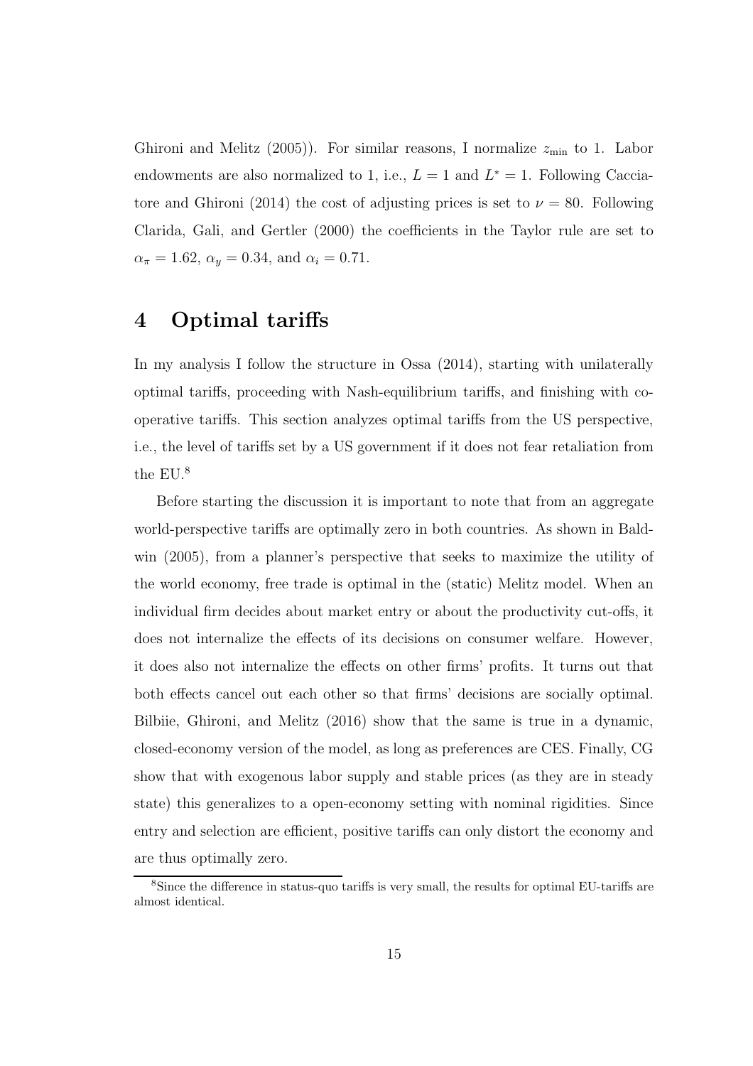Ghironi and Melitz (2005)). For similar reasons, I normalize $z_{\min}$ to 1. Labor endowments are also normalized to 1, i.e., $L = 1$ and $L^* = 1$. Following Cacciatore and Ghironi (2014) the cost of adjusting prices is set to $\nu = 80$. Following Clarida, Gali, and Gertler (2000) the coefficients in the Taylor rule are set to $\alpha_\pi = 1.62$, $\alpha_y = 0.34$, and $\alpha_i = 0.71$.

# 4 Optimal tariffs

In my analysis I follow the structure in Ossa (2014), starting with unilaterally optimal tariffs, proceeding with Nash-equilibrium tariffs, and finishing with cooperative tariffs. This section analyzes optimal tariffs from the US perspective, i.e., the level of tariffs set by a US government if it does not fear retaliation from the EU.[8]

Before starting the discussion it is important to note that from an aggregate world-perspective tariffs are optimally zero in both countries. As shown in Baldwin (2005), from a planner's perspective that seeks to maximize the utility of the world economy, free trade is optimal in the (static) Melitz model. When an individual firm decides about market entry or about the productivity cut-offs, it does not internalize the effects of its decisions on consumer welfare. However, it does also not internalize the effects on other firms' profits. It turns out that both effects cancel out each other so that firms' decisions are socially optimal. Bilbiie, Ghironi, and Melitz (2016) show that the same is true in a dynamic, closed-economy version of the model, as long as preferences are CES. Finally, CG show that with exogenous labor supply and stable prices (as they are in steady state) this generalizes to a open-economy setting with nominal rigidities. Since entry and selection are efficient, positive tariffs can only distort the economy and are thus optimally zero.

[8] Since the difference in status-quo tariffs is very small, the results for optimal EU-tariffs are almost identical.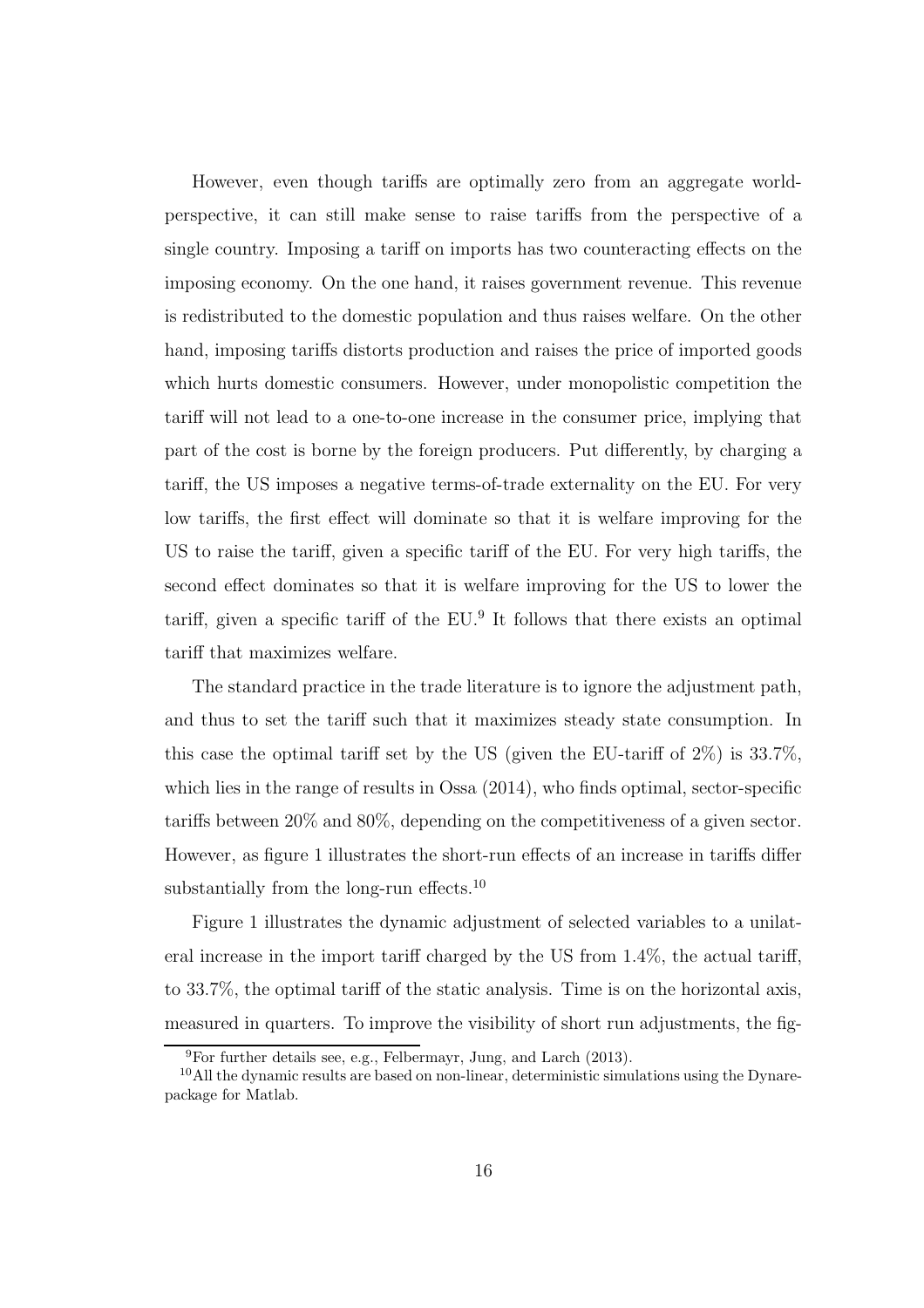However, even though tariffs are optimally zero from an aggregate world-perspective, it can still make sense to raise tariffs from the perspective of a single country. Imposing a tariff on imports has two counteracting effects on the imposing economy. On the one hand, it raises government revenue. This revenue is redistributed to the domestic population and thus raises welfare. On the other hand, imposing tariffs distorts production and raises the price of imported goods which hurts domestic consumers. However, under monopolistic competition the tariff will not lead to a one-to-one increase in the consumer price, implying that part of the cost is borne by the foreign producers. Put differently, by charging a tariff, the US imposes a negative terms-of-trade externality on the EU. For very low tariffs, the first effect will dominate so that it is welfare improving for the US to raise the tariff, given a specific tariff of the EU. For very high tariffs, the second effect dominates so that it is welfare improving for the US to lower the tariff, given a specific tariff of the EU.[9] It follows that there exists an optimal tariff that maximizes welfare.

The standard practice in the trade literature is to ignore the adjustment path, and thus to set the tariff such that it maximizes steady state consumption. In this case the optimal tariff set by the US (given the EU-tariff of 2%) is 33.7%, which lies in the range of results in Ossa (2014), who finds optimal, sector-specific tariffs between 20% and 80%, depending on the competitiveness of a given sector. However, as figure 1 illustrates the short-run effects of an increase in tariffs differ substantially from the long-run effects.[10]

Figure 1 illustrates the dynamic adjustment of selected variables to a unilateral increase in the import tariff charged by the US from 1.4%, the actual tariff, to 33.7%, the optimal tariff of the static analysis. Time is on the horizontal axis, measured in quarters. To improve the visibility of short run adjustments, the fig-

[9] For further details see, e.g., Felbermayr, Jung, and Larch (2013).

[10] All the dynamic results are based on non-linear, deterministic simulations using the Dynare-package for Matlab.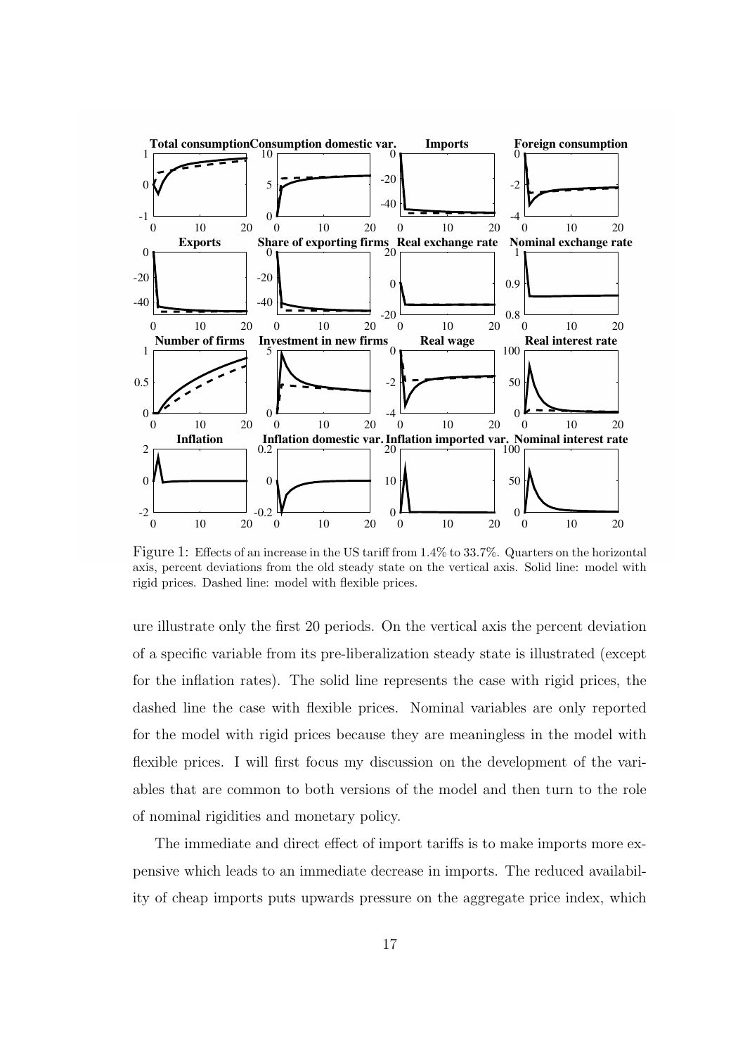Figure 1: Effects of an increase in the US tariff from 1.4% to 33.7%. Quarters on the horizontal axis, percent deviations from the old steady state on the vertical axis. Solid line: model with rigid prices. Dashed line: model with flexible prices.

ure illustrate only the first 20 periods. On the vertical axis the percent deviation of a specific variable from its pre-liberalization steady state is illustrated (except for the inflation rates). The solid line represents the case with rigid prices, the dashed line the case with flexible prices. Nominal variables are only reported for the model with rigid prices because they are meaningless in the model with flexible prices. I will first focus my discussion on the development of the variables that are common to both versions of the model and then turn to the role of nominal rigidities and monetary policy.

The immediate and direct effect of import tariffs is to make imports more expensive which leads to an immediate decrease in imports. The reduced availability of cheap imports puts upwards pressure on the aggregate price index, which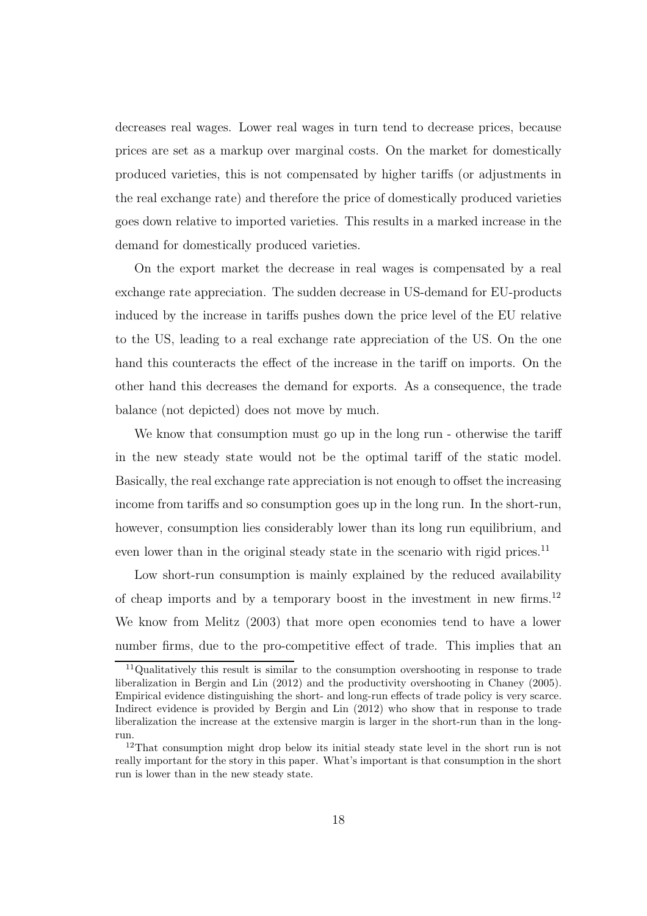decreases real wages. Lower real wages in turn tend to decrease prices, because prices are set as a markup over marginal costs. On the market for domestically produced varieties, this is not compensated by higher tariffs (or adjustments in the real exchange rate) and therefore the price of domestically produced varieties goes down relative to imported varieties. This results in a marked increase in the demand for domestically produced varieties.

On the export market the decrease in real wages is compensated by a real exchange rate appreciation. The sudden decrease in US-demand for EU-products induced by the increase in tariffs pushes down the price level of the EU relative to the US, leading to a real exchange rate appreciation of the US. On the one hand this counteracts the effect of the increase in the tariff on imports. On the other hand this decreases the demand for exports. As a consequence, the trade balance (not depicted) does not move by much.

We know that consumption must go up in the long run - otherwise the tariff in the new steady state would not be the optimal tariff of the static model. Basically, the real exchange rate appreciation is not enough to offset the increasing income from tariffs and so consumption goes up in the long run. In the short-run, however, consumption lies considerably lower than its long run equilibrium, and even lower than in the original steady state in the scenario with rigid prices.[11]

Low short-run consumption is mainly explained by the reduced availability of cheap imports and by a temporary boost in the investment in new firms.[12] We know from Melitz (2003) that more open economies tend to have a lower number firms, due to the pro-competitive effect of trade. This implies that an

[11] Qualitatively this result is similar to the consumption overshooting in response to trade liberalization in Bergin and Lin (2012) and the productivity overshooting in Chaney (2005). Empirical evidence distinguishing the short- and long-run effects of trade policy is very scarce. Indirect evidence is provided by Bergin and Lin (2012) who show that in response to trade liberalization the increase at the extensive margin is larger in the short-run than in the long-run.

[12] That consumption might drop below its initial steady state level in the short run is not really important for the story in this paper. What's important is that consumption in the short run is lower than in the new steady state.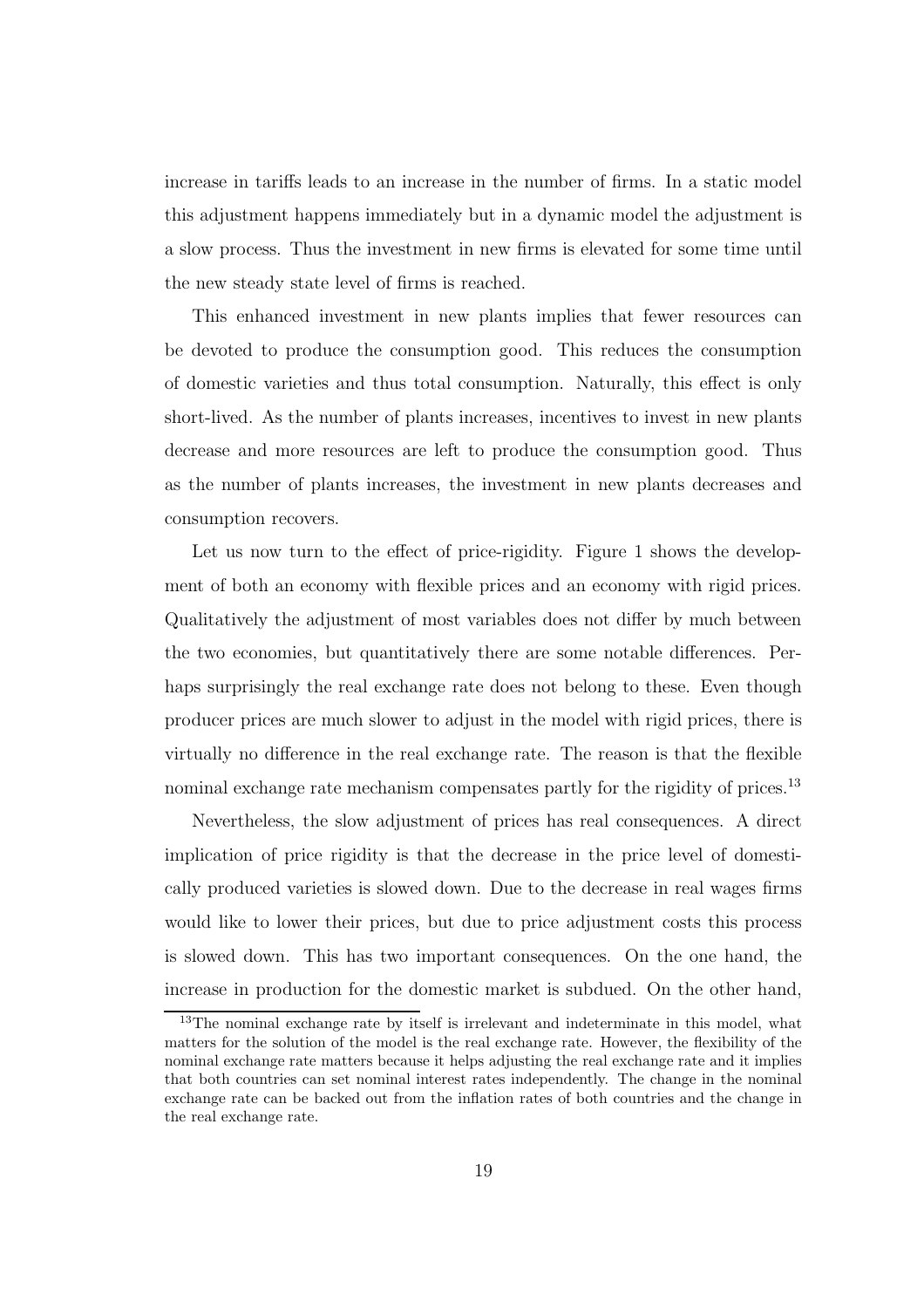increase in tariffs leads to an increase in the number of firms. In a static model this adjustment happens immediately but in a dynamic model the adjustment is a slow process. Thus the investment in new firms is elevated for some time until the new steady state level of firms is reached.

This enhanced investment in new plants implies that fewer resources can be devoted to produce the consumption good. This reduces the consumption of domestic varieties and thus total consumption. Naturally, this effect is only short-lived. As the number of plants increases, incentives to invest in new plants decrease and more resources are left to produce the consumption good. Thus as the number of plants increases, the investment in new plants decreases and consumption recovers.

Let us now turn to the effect of price-rigidity. Figure 1 shows the development of both an economy with flexible prices and an economy with rigid prices. Qualitatively the adjustment of most variables does not differ by much between the two economies, but quantitatively there are some notable differences. Perhaps surprisingly the real exchange rate does not belong to these. Even though producer prices are much slower to adjust in the model with rigid prices, there is virtually no difference in the real exchange rate. The reason is that the flexible nominal exchange rate mechanism compensates partly for the rigidity of prices.[13]

Nevertheless, the slow adjustment of prices has real consequences. A direct implication of price rigidity is that the decrease in the price level of domestically produced varieties is slowed down. Due to the decrease in real wages firms would like to lower their prices, but due to price adjustment costs this process is slowed down. This has two important consequences. On the one hand, the increase in production for the domestic market is subdued. On the other hand,

[13]The nominal exchange rate by itself is irrelevant and indeterminate in this model, what matters for the solution of the model is the real exchange rate. However, the flexibility of the nominal exchange rate matters because it helps adjusting the real exchange rate and it implies that both countries can set nominal interest rates independently. The change in the nominal exchange rate can be backed out from the inflation rates of both countries and the change in the real exchange rate.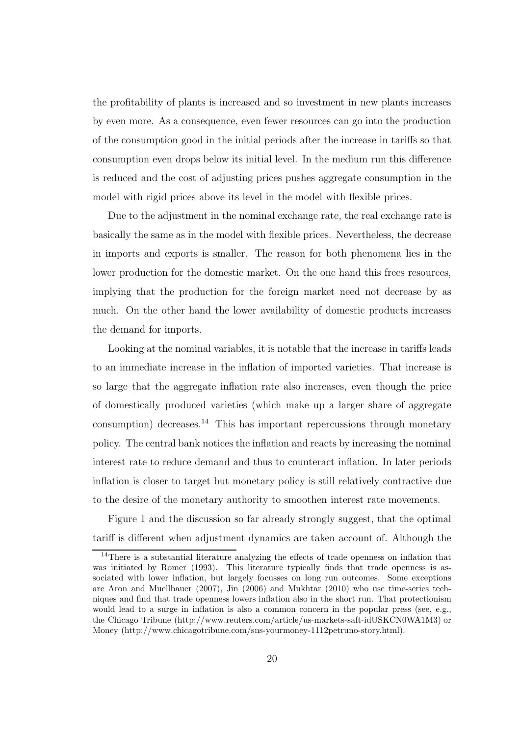the profitability of plants is increased and so investment in new plants increases by even more. As a consequence, even fewer resources can go into the production of the consumption good in the initial periods after the increase in tariffs so that consumption even drops below its initial level. In the medium run this difference is reduced and the cost of adjusting prices pushes aggregate consumption in the model with rigid prices above its level in the model with flexible prices.

Due to the adjustment in the nominal exchange rate, the real exchange rate is basically the same as in the model with flexible prices. Nevertheless, the decrease in imports and exports is smaller. The reason for both phenomena lies in the lower production for the domestic market. On the one hand this frees resources, implying that the production for the foreign market need not decrease by as much. On the other hand the lower availability of domestic products increases the demand for imports.

Looking at the nominal variables, it is notable that the increase in tariffs leads to an immediate increase in the inflation of imported varieties. That increase is so large that the aggregate inflation rate also increases, even though the price of domestically produced varieties (which make up a larger share of aggregate consumption) decreases.[14] This has important repercussions through monetary policy. The central bank notices the inflation and reacts by increasing the nominal interest rate to reduce demand and thus to counteract inflation. In later periods inflation is closer to target but monetary policy is still relatively contractive due to the desire of the monetary authority to smoothen interest rate movements.

Figure 1 and the discussion so far already strongly suggest, that the optimal tariff is different when adjustment dynamics are taken account of. Although the

[14] There is a substantial literature analyzing the effects of trade openness on inflation that was initiated by Romer (1993). This literature typically finds that trade openness is associated with lower inflation, but largely focusses on long run outcomes. Some exceptions are Aron and Muellbauer (2007), Jin (2006) and Mukhtar (2010) who use time-series techniques and find that trade openness lowers inflation also in the short run. That protectionism would lead to a surge in inflation is also a common concern in the popular press (see, e.g., the Chicago Tribune (http://www.reuters.com/article/us-markets-saft-idUSKCN0WA1M3) or Money (http://www.chicagotribune.com/sns-yourmoney-1112petruno-story.html).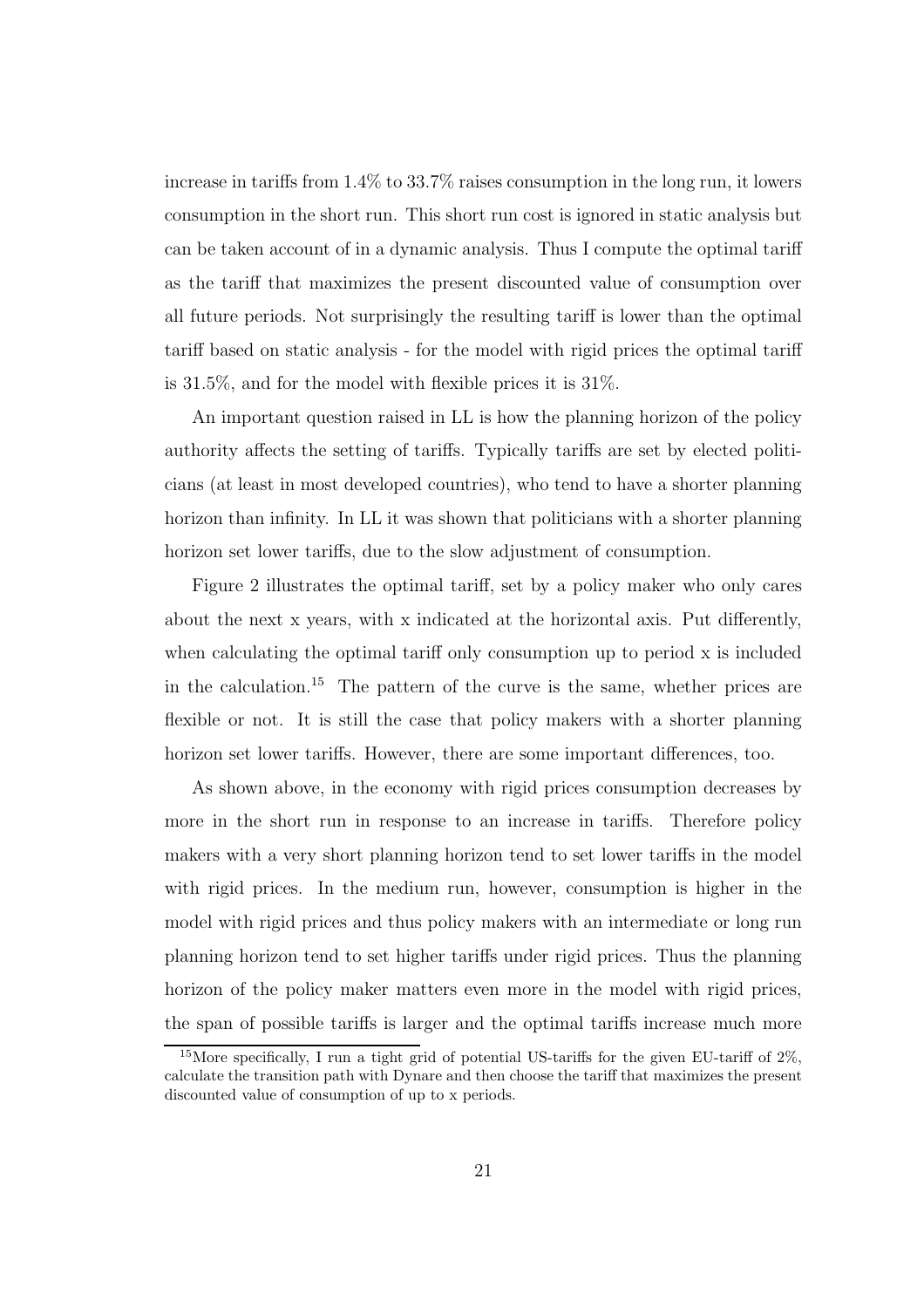increase in tariffs from 1.4% to 33.7% raises consumption in the long run, it lowers consumption in the short run. This short run cost is ignored in static analysis but can be taken account of in a dynamic analysis. Thus I compute the optimal tariff as the tariff that maximizes the present discounted value of consumption over all future periods. Not surprisingly the resulting tariff is lower than the optimal tariff based on static analysis - for the model with rigid prices the optimal tariff is 31.5%, and for the model with flexible prices it is 31%.

An important question raised in LL is how the planning horizon of the policy authority affects the setting of tariffs. Typically tariffs are set by elected politicians (at least in most developed countries), who tend to have a shorter planning horizon than infinity. In LL it was shown that politicians with a shorter planning horizon set lower tariffs, due to the slow adjustment of consumption.

Figure 2 illustrates the optimal tariff, set by a policy maker who only cares about the next x years, with x indicated at the horizontal axis. Put differently, when calculating the optimal tariff only consumption up to period x is included in the calculation.[15] The pattern of the curve is the same, whether prices are flexible or not. It is still the case that policy makers with a shorter planning horizon set lower tariffs. However, there are some important differences, too.

As shown above, in the economy with rigid prices consumption decreases by more in the short run in response to an increase in tariffs. Therefore policy makers with a very short planning horizon tend to set lower tariffs in the model with rigid prices. In the medium run, however, consumption is higher in the model with rigid prices and thus policy makers with an intermediate or long run planning horizon tend to set higher tariffs under rigid prices. Thus the planning horizon of the policy maker matters even more in the model with rigid prices, the span of possible tariffs is larger and the optimal tariffs increase much more

[15] More specifically, I run a tight grid of potential US-tariffs for the given EU-tariff of 2%, calculate the transition path with Dynare and then choose the tariff that maximizes the present discounted value of consumption of up to x periods.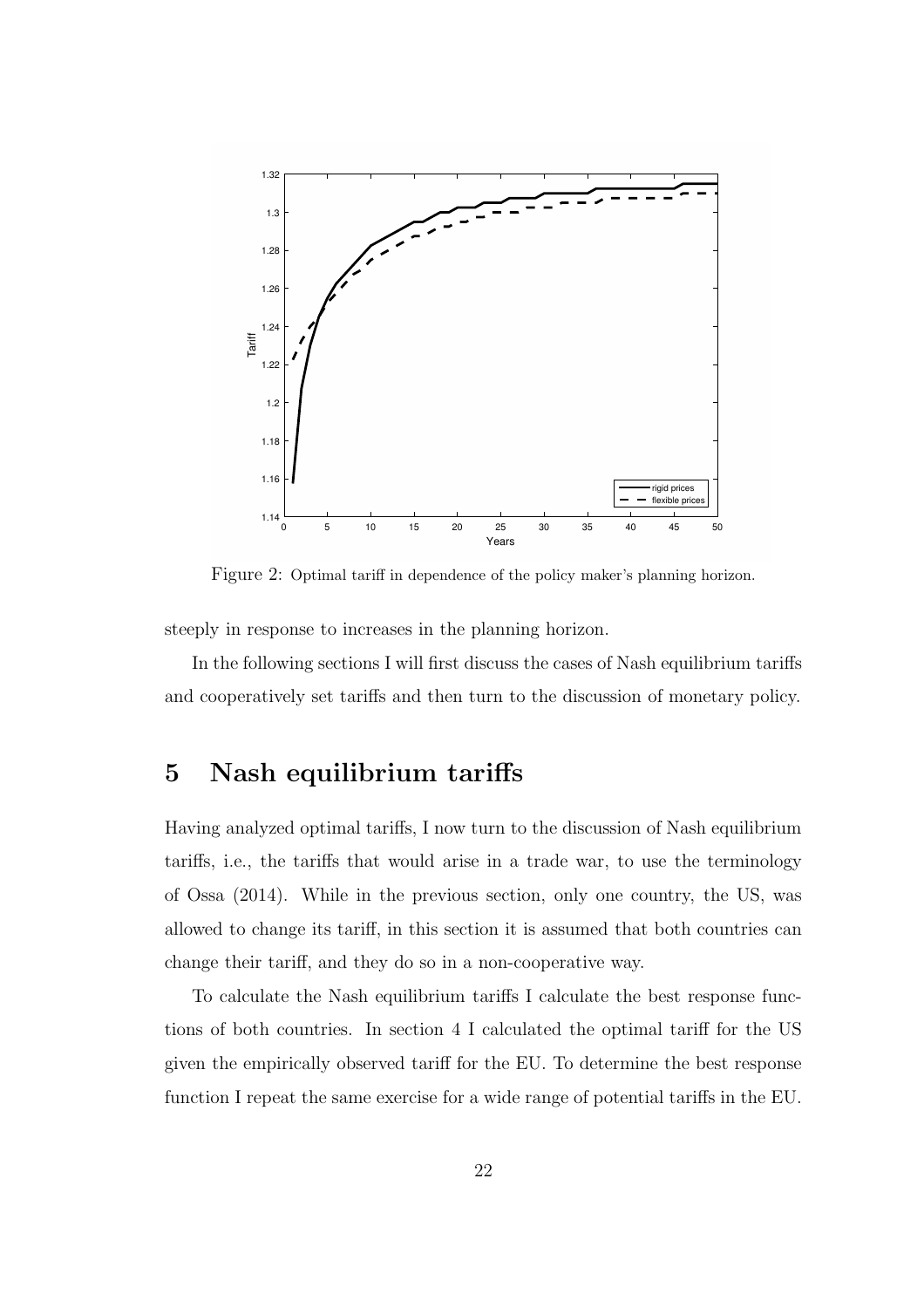Figure 2: Optimal tariff in dependence of the policy maker's planning horizon.

steeply in response to increases in the planning horizon.

In the following sections I will first discuss the cases of Nash equilibrium tariffs and cooperatively set tariffs and then turn to the discussion of monetary policy.

# 5 Nash equilibrium tariffs

Having analyzed optimal tariffs, I now turn to the discussion of Nash equilibrium tariffs, i.e., the tariffs that would arise in a trade war, to use the terminology of Ossa (2014). While in the previous section, only one country, the US, was allowed to change its tariff, in this section it is assumed that both countries can change their tariff, and they do so in a non-cooperative way.

To calculate the Nash equilibrium tariffs I calculate the best response functions of both countries. In section 4 I calculated the optimal tariff for the US given the empirically observed tariff for the EU. To determine the best response function I repeat the same exercise for a wide range of potential tariffs in the EU.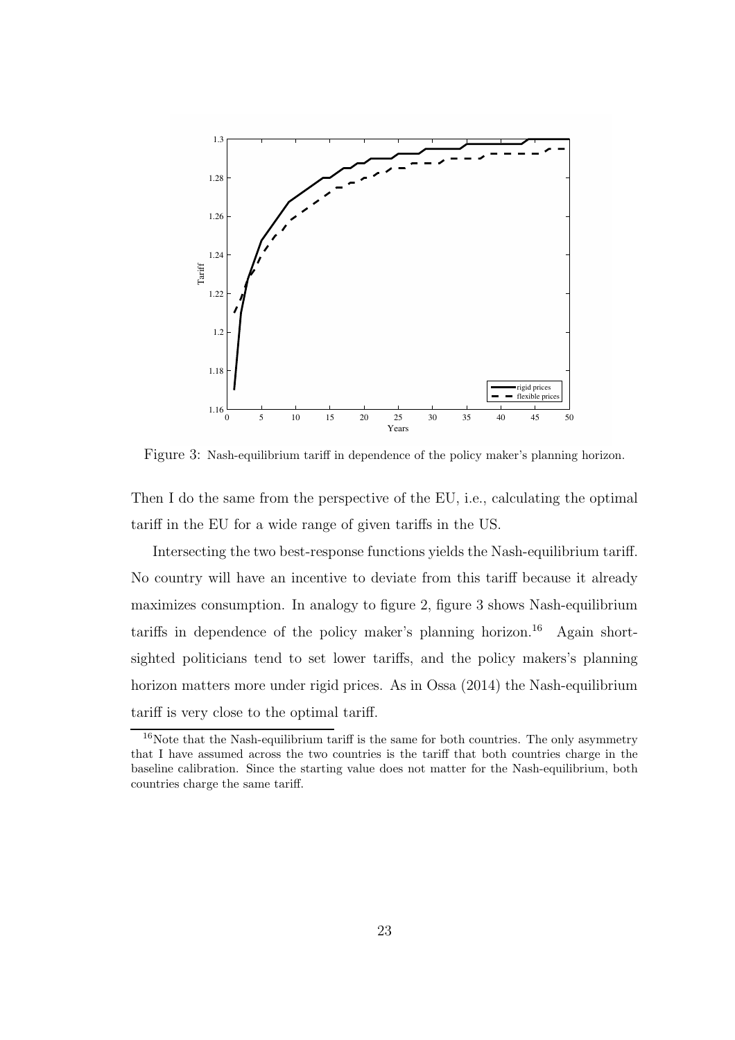Figure 3: Nash-equilibrium tariff in dependence of the policy maker's planning horizon.

Then I do the same from the perspective of the EU, i.e., calculating the optimal tariff in the EU for a wide range of given tariffs in the US.

Intersecting the two best-response functions yields the Nash-equilibrium tariff. No country will have an incentive to deviate from this tariff because it already maximizes consumption. In analogy to figure 2, figure 3 shows Nash-equilibrium tariffs in dependence of the policy maker's planning horizon.[16] Again short-sighted politicians tend to set lower tariffs, and the policy makers's planning horizon matters more under rigid prices. As in Ossa (2014) the Nash-equilibrium tariff is very close to the optimal tariff.

[16] Note that the Nash-equilibrium tariff is the same for both countries. The only asymmetry that I have assumed across the two countries is the tariff that both countries charge in the baseline calibration. Since the starting value does not matter for the Nash-equilibrium, both countries charge the same tariff.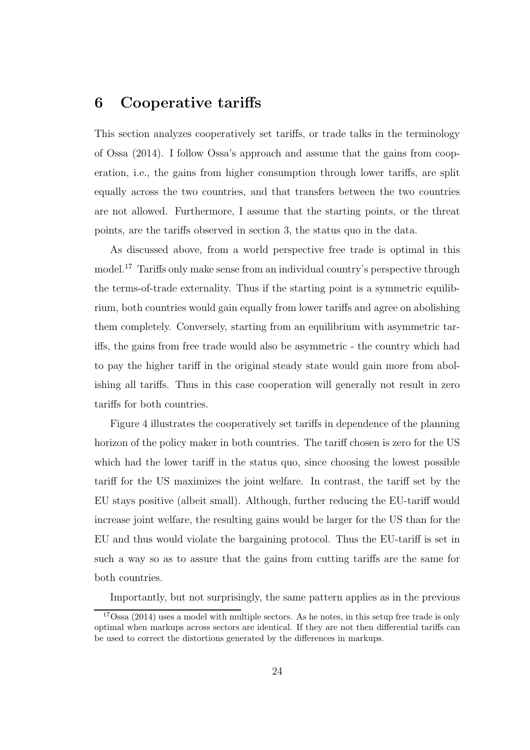## 6 Cooperative tariffs

This section analyzes cooperatively set tariffs, or trade talks in the terminology of Ossa (2014). I follow Ossa's approach and assume that the gains from cooperation, i.e., the gains from higher consumption through lower tariffs, are split equally across the two countries, and that transfers between the two countries are not allowed. Furthermore, I assume that the starting points, or the threat points, are the tariffs observed in section 3, the status quo in the data.

As discussed above, from a world perspective free trade is optimal in this model.[17] Tariffs only make sense from an individual country's perspective through the terms-of-trade externality. Thus if the starting point is a symmetric equilibrium, both countries would gain equally from lower tariffs and agree on abolishing them completely. Conversely, starting from an equilibrium with asymmetric tariffs, the gains from free trade would also be asymmetric - the country which had to pay the higher tariff in the original steady state would gain more from abolishing all tariffs. Thus in this case cooperation will generally not result in zero tariffs for both countries.

Figure 4 illustrates the cooperatively set tariffs in dependence of the planning horizon of the policy maker in both countries. The tariff chosen is zero for the US which had the lower tariff in the status quo, since choosing the lowest possible tariff for the US maximizes the joint welfare. In contrast, the tariff set by the EU stays positive (albeit small). Although, further reducing the EU-tariff would increase joint welfare, the resulting gains would be larger for the US than for the EU and thus would violate the bargaining protocol. Thus the EU-tariff is set in such a way so as to assure that the gains from cutting tariffs are the same for both countries.

Importantly, but not surprisingly, the same pattern applies as in the previous

[17] Ossa (2014) uses a model with multiple sectors. As he notes, in this setup free trade is only optimal when markups across sectors are identical. If they are not then differential tariffs can be used to correct the distortions generated by the differences in markups.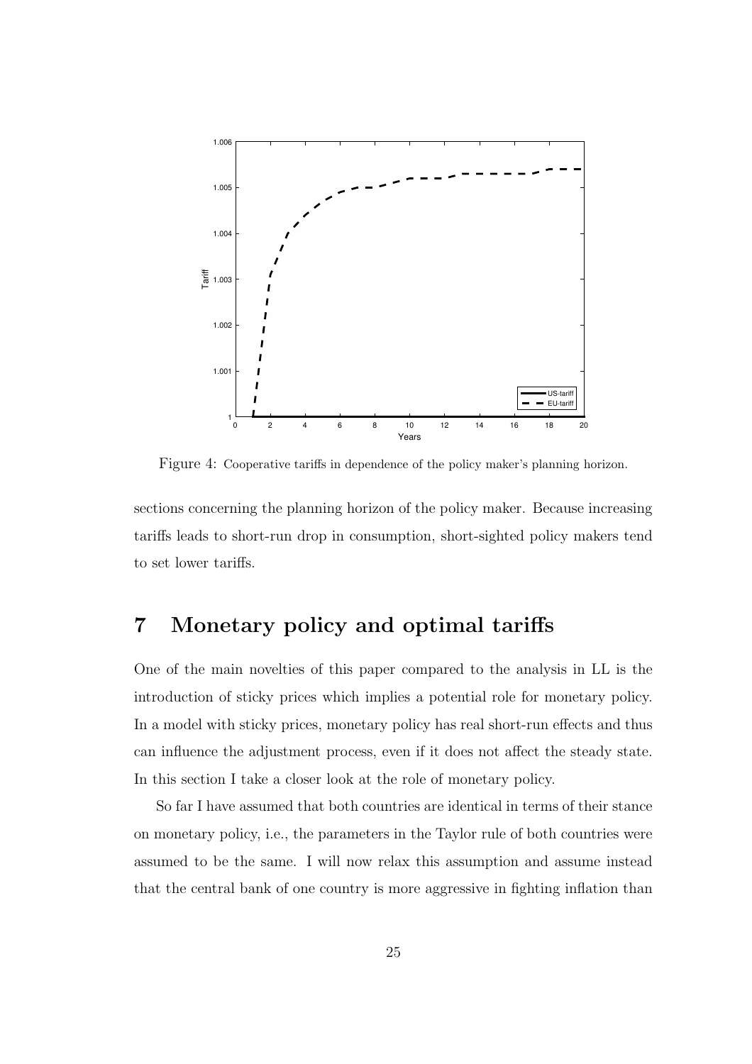Figure 4: Cooperative tariffs in dependence of the policy maker's planning horizon.

sections concerning the planning horizon of the policy maker. Because increasing tariffs leads to short-run drop in consumption, short-sighted policy makers tend to set lower tariffs.

# 7 Monetary policy and optimal tariffs

One of the main novelties of this paper compared to the analysis in LL is the introduction of sticky prices which implies a potential role for monetary policy. In a model with sticky prices, monetary policy has real short-run effects and thus can influence the adjustment process, even if it does not affect the steady state. In this section I take a closer look at the role of monetary policy.

So far I have assumed that both countries are identical in terms of their stance on monetary policy, i.e., the parameters in the Taylor rule of both countries were assumed to be the same. I will now relax this assumption and assume instead that the central bank of one country is more aggressive in fighting inflation than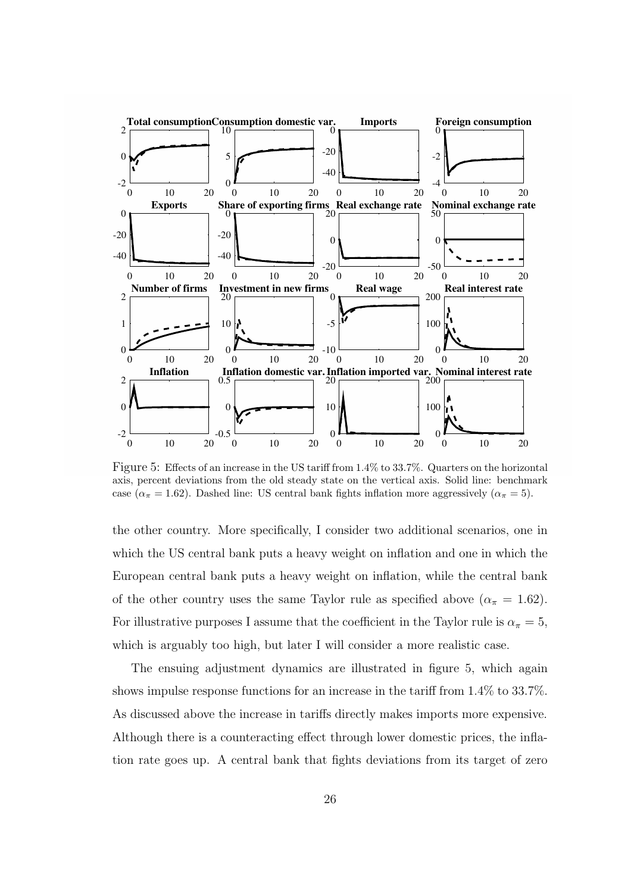Figure 5: Effects of an increase in the US tariff from 1.4% to 33.7%. Quarters on the horizontal axis, percent deviations from the old steady state on the vertical axis. Solid line: benchmark case ($\alpha_\pi = 1.62$). Dashed line: US central bank fights inflation more aggressively ($\alpha_\pi = 5$).

the other country. More specifically, I consider two additional scenarios, one in which the US central bank puts a heavy weight on inflation and one in which the European central bank puts a heavy weight on inflation, while the central bank of the other country uses the same Taylor rule as specified above ($\alpha_\pi = 1.62$). For illustrative purposes I assume that the coefficient in the Taylor rule is $\alpha_\pi = 5$, which is arguably too high, but later I will consider a more realistic case.

The ensuing adjustment dynamics are illustrated in figure 5, which again shows impulse response functions for an increase in the tariff from 1.4% to 33.7%. As discussed above the increase in tariffs directly makes imports more expensive. Although there is a counteracting effect through lower domestic prices, the inflation rate goes up. A central bank that fights deviations from its target of zero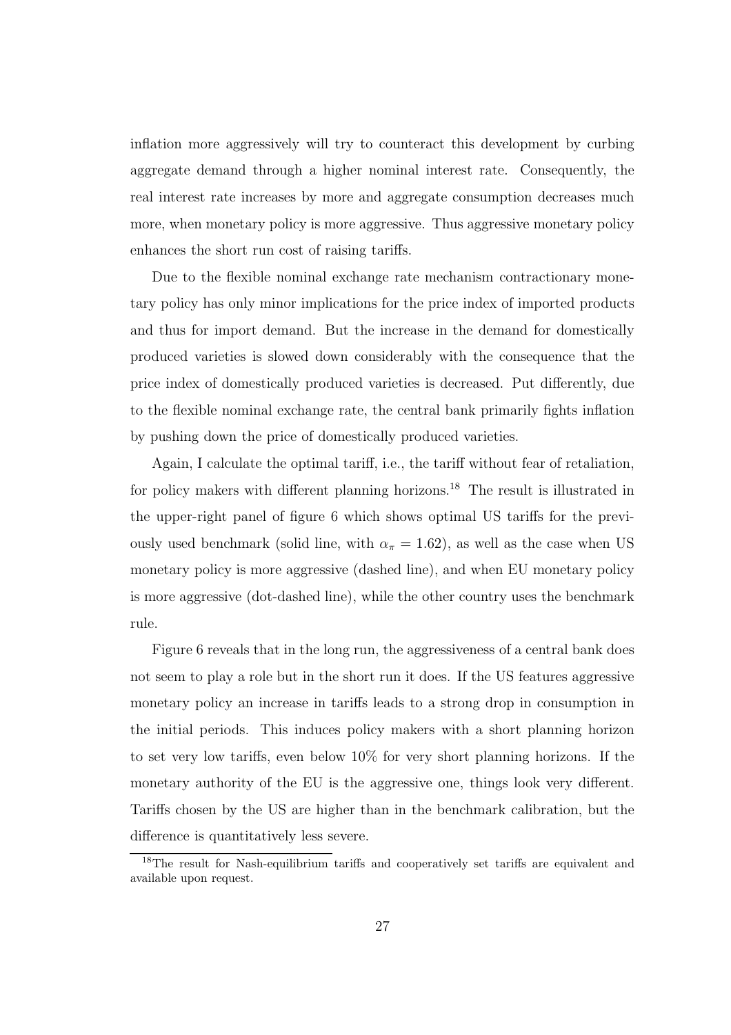inflation more aggressively will try to counteract this development by curbing aggregate demand through a higher nominal interest rate. Consequently, the real interest rate increases by more and aggregate consumption decreases much more, when monetary policy is more aggressive. Thus aggressive monetary policy enhances the short run cost of raising tariffs.

Due to the flexible nominal exchange rate mechanism contractionary monetary policy has only minor implications for the price index of imported products and thus for import demand. But the increase in the demand for domestically produced varieties is slowed down considerably with the consequence that the price index of domestically produced varieties is decreased. Put differently, due to the flexible nominal exchange rate, the central bank primarily fights inflation by pushing down the price of domestically produced varieties.

Again, I calculate the optimal tariff, i.e., the tariff without fear of retaliation, for policy makers with different planning horizons.[18] The result is illustrated in the upper-right panel of figure 6 which shows optimal US tariffs for the previously used benchmark (solid line, with $\alpha_\pi = 1.62$), as well as the case when US monetary policy is more aggressive (dashed line), and when EU monetary policy is more aggressive (dot-dashed line), while the other country uses the benchmark rule.

Figure 6 reveals that in the long run, the aggressiveness of a central bank does not seem to play a role but in the short run it does. If the US features aggressive monetary policy an increase in tariffs leads to a strong drop in consumption in the initial periods. This induces policy makers with a short planning horizon to set very low tariffs, even below 10% for very short planning horizons. If the monetary authority of the EU is the aggressive one, things look very different. Tariffs chosen by the US are higher than in the benchmark calibration, but the difference is quantitatively less severe.

[18] The result for Nash-equilibrium tariffs and cooperatively set tariffs are equivalent and available upon request.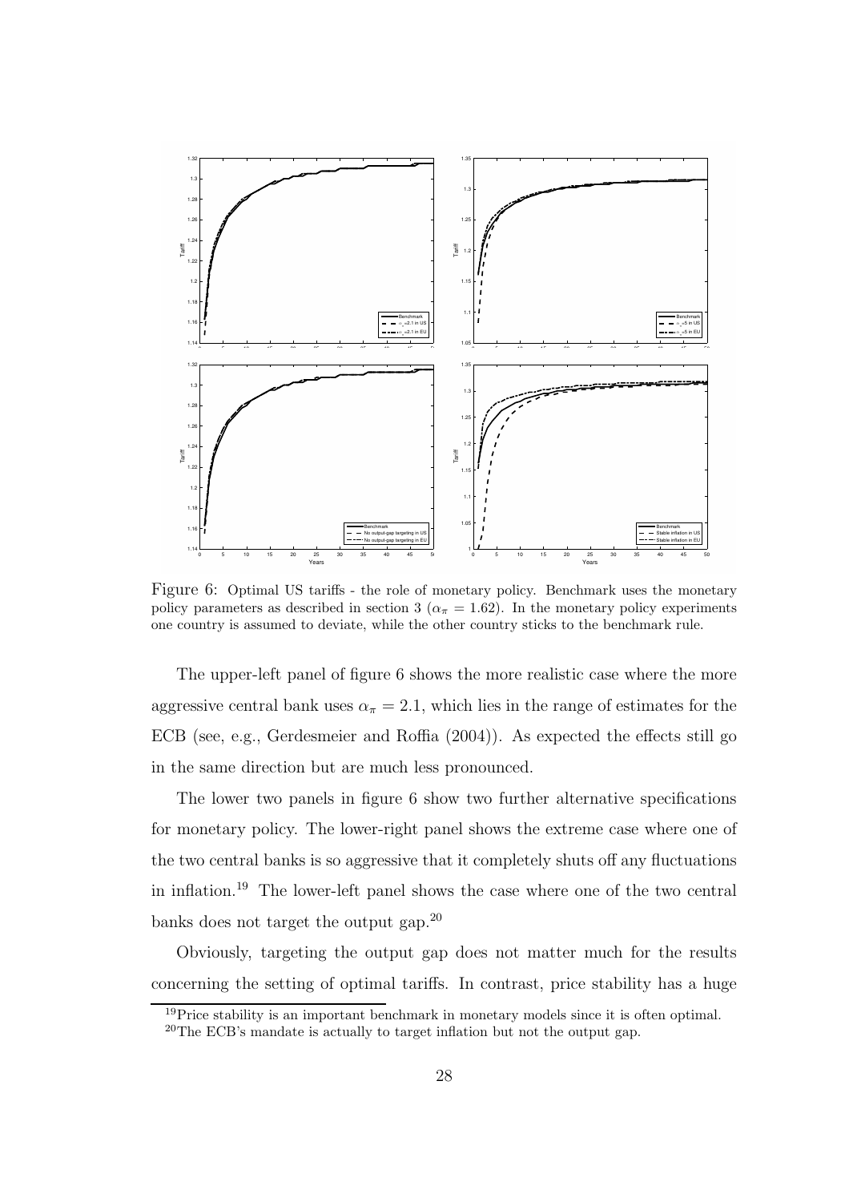Figure 6: Optimal US tariffs - the role of monetary policy. Benchmark uses the monetary policy parameters as described in section 3 ($\alpha_\pi = 1.62$). In the monetary policy experiments one country is assumed to deviate, while the other country sticks to the benchmark rule.

The upper-left panel of figure 6 shows the more realistic case where the more aggressive central bank uses $\alpha_\pi = 2.1$, which lies in the range of estimates for the ECB (see, e.g., Gerdesmeier and Roffia (2004)). As expected the effects still go in the same direction but are much less pronounced.

The lower two panels in figure 6 show two further alternative specifications for monetary policy. The lower-right panel shows the extreme case where one of the two central banks is so aggressive that it completely shuts off any fluctuations in inflation.[19] The lower-left panel shows the case where one of the two central banks does not target the output gap.[20]

Obviously, targeting the output gap does not matter much for the results concerning the setting of optimal tariffs. In contrast, price stability has a huge

[19]Price stability is an important benchmark in monetary models since it is often optimal.

[20]The ECB's mandate is actually to target inflation but not the output gap.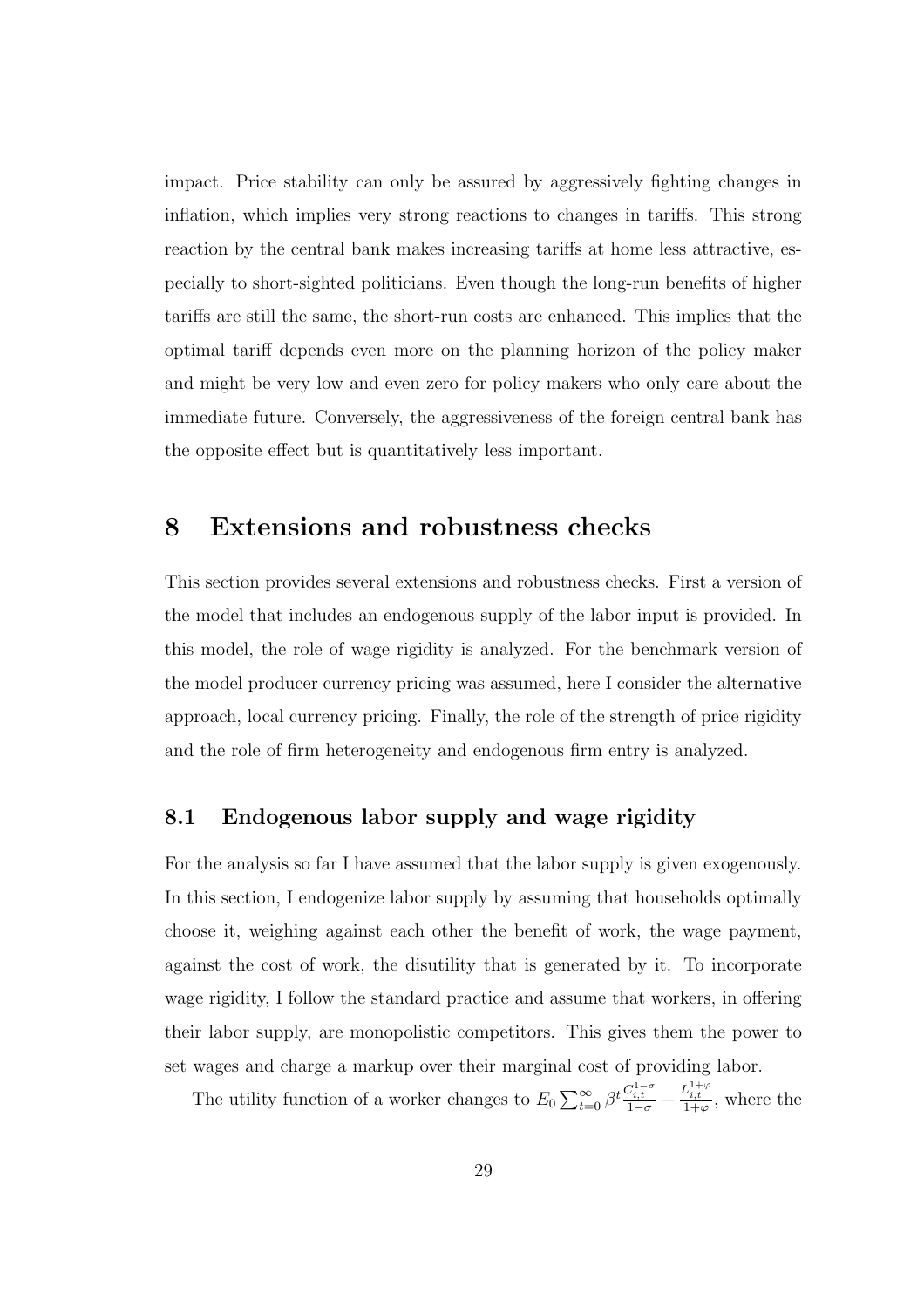impact. Price stability can only be assured by aggressively fighting changes in inflation, which implies very strong reactions to changes in tariffs. This strong reaction by the central bank makes increasing tariffs at home less attractive, especially to short-sighted politicians. Even though the long-run benefits of higher tariffs are still the same, the short-run costs are enhanced. This implies that the optimal tariff depends even more on the planning horizon of the policy maker and might be very low and even zero for policy makers who only care about the immediate future. Conversely, the aggressiveness of the foreign central bank has the opposite effect but is quantitatively less important.

# 8 Extensions and robustness checks

This section provides several extensions and robustness checks. First a version of the model that includes an endogenous supply of the labor input is provided. In this model, the role of wage rigidity is analyzed. For the benchmark version of the model producer currency pricing was assumed, here I consider the alternative approach, local currency pricing. Finally, the role of the strength of price rigidity and the role of firm heterogeneity and endogenous firm entry is analyzed.

## 8.1 Endogenous labor supply and wage rigidity

For the analysis so far I have assumed that the labor supply is given exogenously. In this section, I endogenize labor supply by assuming that households optimally choose it, weighing against each other the benefit of work, the wage payment, against the cost of work, the disutility that is generated by it. To incorporate wage rigidity, I follow the standard practice and assume that workers, in offering their labor supply, are monopolistic competitors. This gives them the power to set wages and charge a markup over their marginal cost of providing labor.

The utility function of a worker changes to $E_0 \sum_{t=0}^{\infty} \beta^t \frac{C_{i,t}^{1-\sigma}}{1-\sigma} - \frac{L_{i,t}^{1+\varphi}}{1+\varphi}$, where the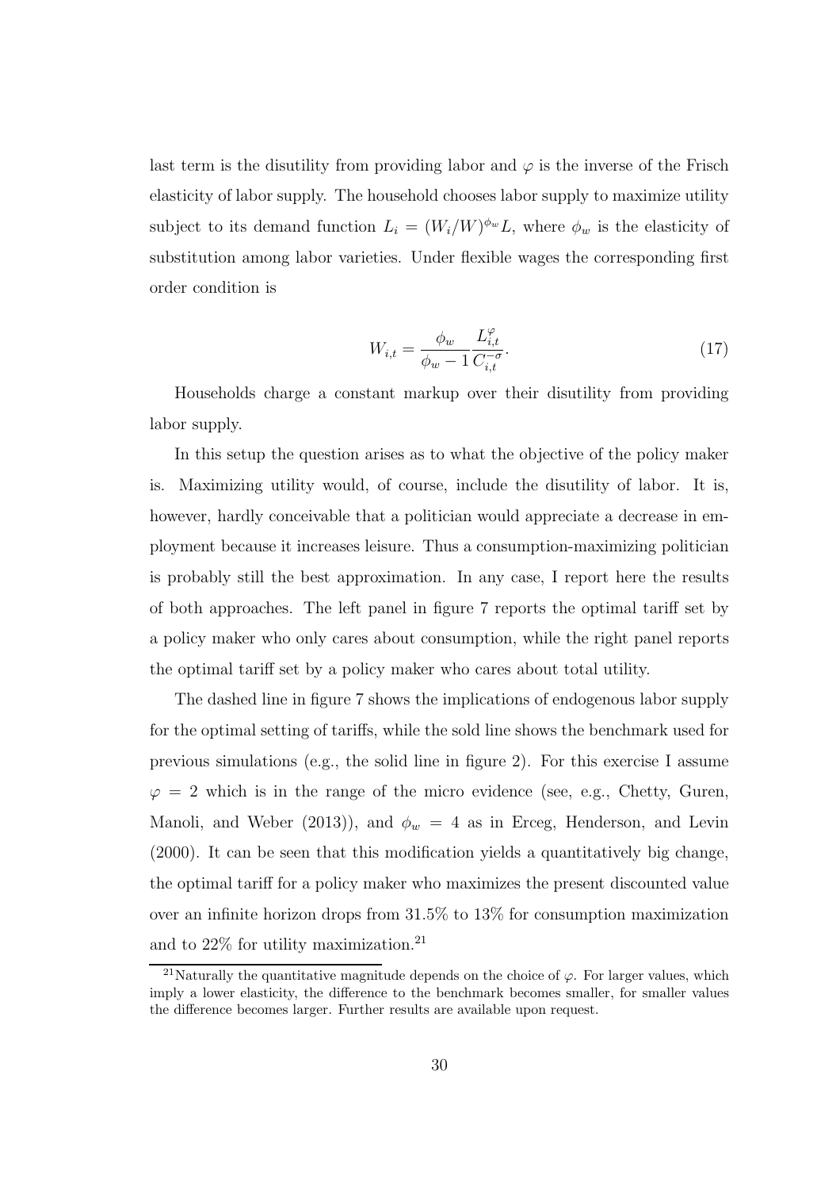last term is the disutility from providing labor and $\varphi$ is the inverse of the Frisch elasticity of labor supply. The household chooses labor supply to maximize utility subject to its demand function $L_i = (W_i/W)^{\phi_w} L$, where $\phi_w$ is the elasticity of substitution among labor varieties. Under flexible wages the corresponding first order condition is

$$W_{i,t} = \frac{\phi_w}{\phi_w - 1} \frac{L_{i,t}^{\varphi}}{C_{i,t}^{-\sigma}}. \tag{17}$$

Households charge a constant markup over their disutility from providing labor supply.

In this setup the question arises as to what the objective of the policy maker is. Maximizing utility would, of course, include the disutility of labor. It is, however, hardly conceivable that a politician would appreciate a decrease in employment because it increases leisure. Thus a consumption-maximizing politician is probably still the best approximation. In any case, I report here the results of both approaches. The left panel in figure 7 reports the optimal tariff set by a policy maker who only cares about consumption, while the right panel reports the optimal tariff set by a policy maker who cares about total utility.

The dashed line in figure 7 shows the implications of endogenous labor supply for the optimal setting of tariffs, while the sold line shows the benchmark used for previous simulations (e.g., the solid line in figure 2). For this exercise I assume $\varphi = 2$ which is in the range of the micro evidence (see, e.g., Chetty, Guren, Manoli, and Weber (2013)), and $\phi_w = 4$ as in Erceg, Henderson, and Levin (2000). It can be seen that this modification yields a quantitatively big change, the optimal tariff for a policy maker who maximizes the present discounted value over an infinite horizon drops from 31.5% to 13% for consumption maximization and to 22% for utility maximization.[21]

[21] Naturally the quantitative magnitude depends on the choice of $\varphi$. For larger values, which imply a lower elasticity, the difference to the benchmark becomes smaller, for smaller values the difference becomes larger. Further results are available upon request.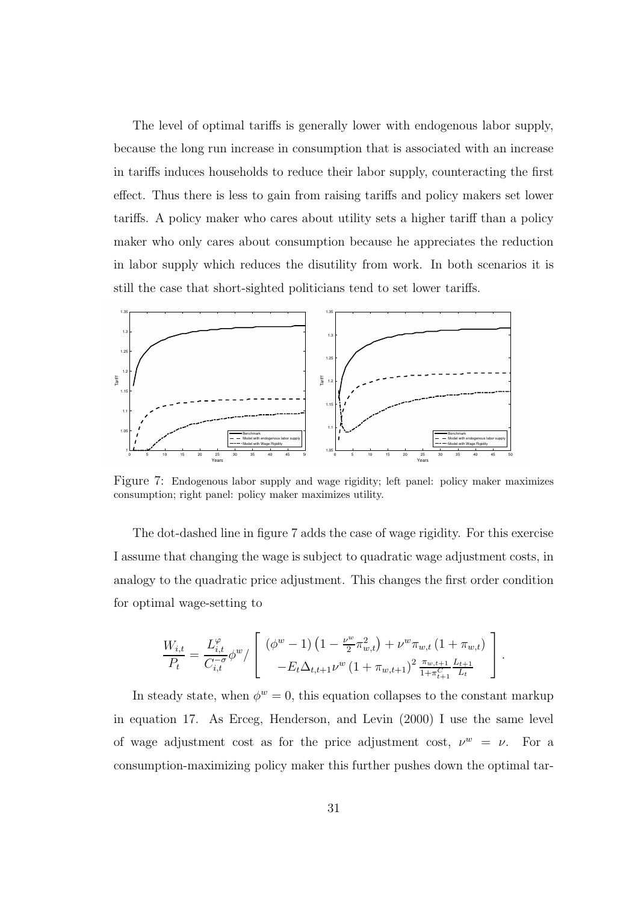The level of optimal tariffs is generally lower with endogenous labor supply, because the long run increase in consumption that is associated with an increase in tariffs induces households to reduce their labor supply, counteracting the first effect. Thus there is less to gain from raising tariffs and policy makers set lower tariffs. A policy maker who cares about utility sets a higher tariff than a policy maker who only cares about consumption because he appreciates the reduction in labor supply which reduces the disutility from work. In both scenarios it is still the case that short-sighted politicians tend to set lower tariffs.

Figure 7: Endogenous labor supply and wage rigidity; left panel: policy maker maximizes consumption; right panel: policy maker maximizes utility.

The dot-dashed line in figure 7 adds the case of wage rigidity. For this exercise I assume that changing the wage is subject to quadratic wage adjustment costs, in analogy to the quadratic price adjustment. This changes the first order condition for optimal wage-setting to

$$\frac{W_{i,t}}{P_t} = \frac{L_{i,t}^{\varphi}}{C_{i,t}^{-\sigma}} \phi^w / \left[ \begin{array}{c} (\phi^w - 1)\left(1 - \frac{\nu^w}{2}\pi_{w,t}^2\right) + \nu^w \pi_{w,t}\left(1 + \pi_{w,t}\right) \\ -E_t \Delta_{t,t+1} \nu^w \left(1 + \pi_{w,t+1}\right)^2 \frac{\pi_{w,t+1}}{1+\pi_{t+1}^C} \frac{L_{t+1}}{L_t} \end{array} \right].$$

In steady state, when $\phi^w = 0$, this equation collapses to the constant markup in equation 17. As Erceg, Henderson, and Levin (2000) I use the same level of wage adjustment cost as for the price adjustment cost, $\nu^w = \nu$. For a consumption-maximizing policy maker this further pushes down the optimal tar-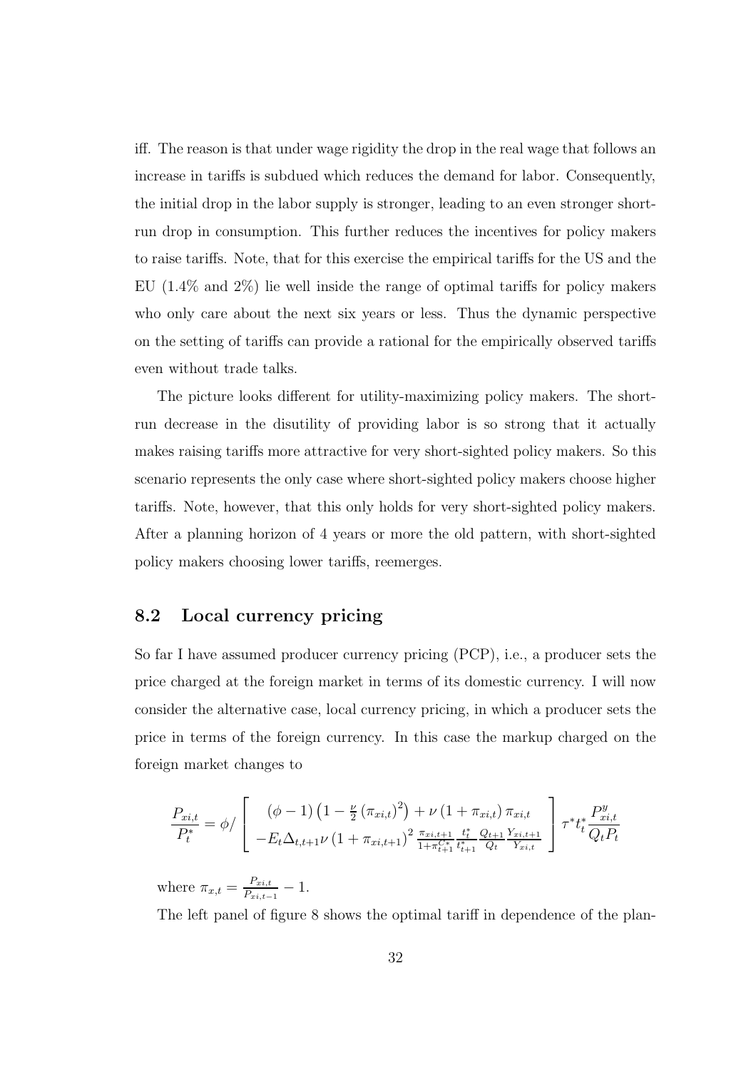iff. The reason is that under wage rigidity the drop in the real wage that follows an increase in tariffs is subdued which reduces the demand for labor. Consequently, the initial drop in the labor supply is stronger, leading to an even stronger short-run drop in consumption. This further reduces the incentives for policy makers to raise tariffs. Note, that for this exercise the empirical tariffs for the US and the EU (1.4% and 2%) lie well inside the range of optimal tariffs for policy makers who only care about the next six years or less. Thus the dynamic perspective on the setting of tariffs can provide a rational for the empirically observed tariffs even without trade talks.

The picture looks different for utility-maximizing policy makers. The short-run decrease in the disutility of providing labor is so strong that it actually makes raising tariffs more attractive for very short-sighted policy makers. So this scenario represents the only case where short-sighted policy makers choose higher tariffs. Note, however, that this only holds for very short-sighted policy makers. After a planning horizon of 4 years or more the old pattern, with short-sighted policy makers choosing lower tariffs, reemerges.

## 8.2 Local currency pricing

So far I have assumed producer currency pricing (PCP), i.e., a producer sets the price charged at the foreign market in terms of its domestic currency. I will now consider the alternative case, local currency pricing, in which a producer sets the price in terms of the foreign currency. In this case the markup charged on the foreign market changes to

$$\frac{P_{xi,t}}{P_t^*} = \phi / \left[ \begin{array}{c} (\phi - 1)\left(1 - \frac{\nu}{2}\left(\pi_{xi,t}\right)^2\right) + \nu\left(1 + \pi_{xi,t}\right)\pi_{xi,t} \\ -E_t \Delta_{t,t+1} \nu \left(1 + \pi_{xi,t+1}\right)^2 \frac{\pi_{xi,t+1}}{1 + \pi_{t+1}^{C*}} \frac{t_t^*}{t_{t+1}^*} \frac{Q_{t+1}}{Q_t} \frac{Y_{xi,t+1}}{Y_{xi,t}} \end{array} \right] \tau^* t_t^* \frac{P_{xi,t}^y}{Q_t P_t}$$

where $\pi_{x,t} = \frac{P_{xi,t}}{P_{xi,t-1}} - 1$.

The left panel of figure 8 shows the optimal tariff in dependence of the plan-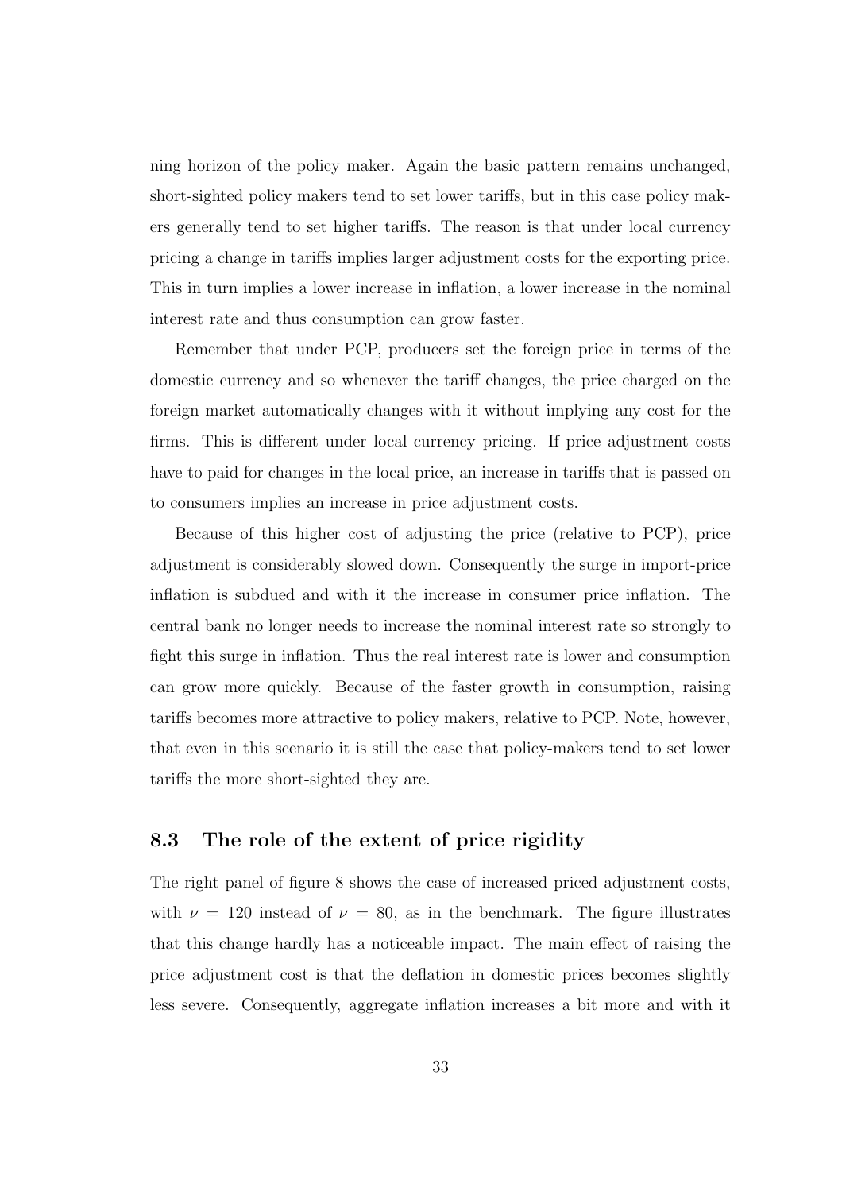ning horizon of the policy maker. Again the basic pattern remains unchanged, short-sighted policy makers tend to set lower tariffs, but in this case policy makers generally tend to set higher tariffs. The reason is that under local currency pricing a change in tariffs implies larger adjustment costs for the exporting price. This in turn implies a lower increase in inflation, a lower increase in the nominal interest rate and thus consumption can grow faster.

Remember that under PCP, producers set the foreign price in terms of the domestic currency and so whenever the tariff changes, the price charged on the foreign market automatically changes with it without implying any cost for the firms. This is different under local currency pricing. If price adjustment costs have to paid for changes in the local price, an increase in tariffs that is passed on to consumers implies an increase in price adjustment costs.

Because of this higher cost of adjusting the price (relative to PCP), price adjustment is considerably slowed down. Consequently the surge in import-price inflation is subdued and with it the increase in consumer price inflation. The central bank no longer needs to increase the nominal interest rate so strongly to fight this surge in inflation. Thus the real interest rate is lower and consumption can grow more quickly. Because of the faster growth in consumption, raising tariffs becomes more attractive to policy makers, relative to PCP. Note, however, that even in this scenario it is still the case that policy-makers tend to set lower tariffs the more short-sighted they are.

## 8.3 The role of the extent of price rigidity

The right panel of figure 8 shows the case of increased priced adjustment costs, with $\nu = 120$ instead of $\nu = 80$, as in the benchmark. The figure illustrates that this change hardly has a noticeable impact. The main effect of raising the price adjustment cost is that the deflation in domestic prices becomes slightly less severe. Consequently, aggregate inflation increases a bit more and with it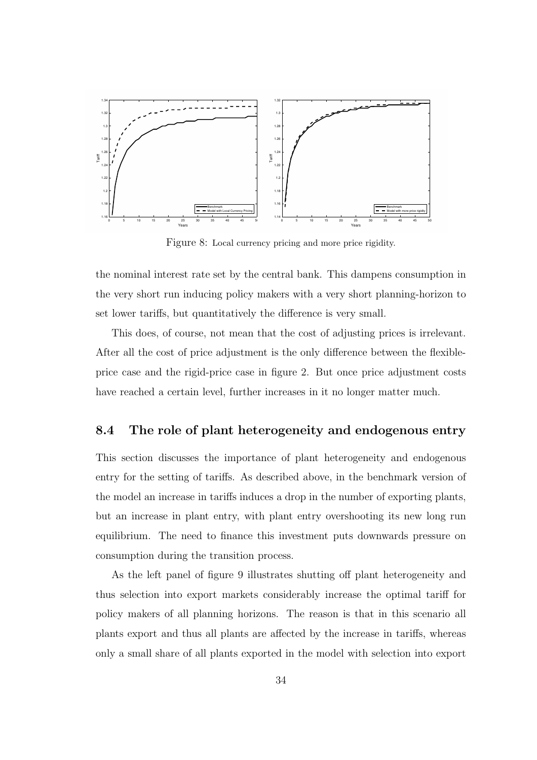Figure 8: Local currency pricing and more price rigidity.

the nominal interest rate set by the central bank. This dampens consumption in the very short run inducing policy makers with a very short planning-horizon to set lower tariffs, but quantitatively the difference is very small.

This does, of course, not mean that the cost of adjusting prices is irrelevant. After all the cost of price adjustment is the only difference between the flexible-price case and the rigid-price case in figure 2. But once price adjustment costs have reached a certain level, further increases in it no longer matter much.

## 8.4 The role of plant heterogeneity and endogenous entry

This section discusses the importance of plant heterogeneity and endogenous entry for the setting of tariffs. As described above, in the benchmark version of the model an increase in tariffs induces a drop in the number of exporting plants, but an increase in plant entry, with plant entry overshooting its new long run equilibrium. The need to finance this investment puts downwards pressure on consumption during the transition process.

As the left panel of figure 9 illustrates shutting off plant heterogeneity and thus selection into export markets considerably increase the optimal tariff for policy makers of all planning horizons. The reason is that in this scenario all plants export and thus all plants are affected by the increase in tariffs, whereas only a small share of all plants exported in the model with selection into export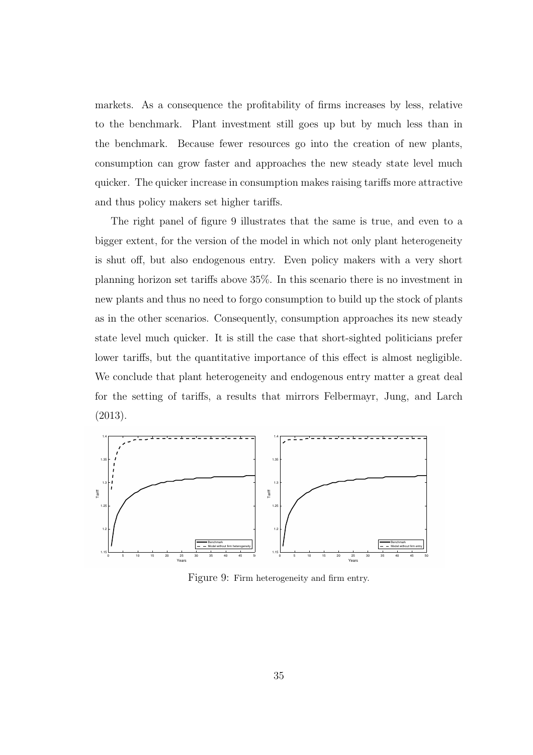markets. As a consequence the profitability of firms increases by less, relative to the benchmark. Plant investment still goes up but by much less than in the benchmark. Because fewer resources go into the creation of new plants, consumption can grow faster and approaches the new steady state level much quicker. The quicker increase in consumption makes raising tariffs more attractive and thus policy makers set higher tariffs.

The right panel of figure 9 illustrates that the same is true, and even to a bigger extent, for the version of the model in which not only plant heterogeneity is shut off, but also endogenous entry. Even policy makers with a very short planning horizon set tariffs above 35%. In this scenario there is no investment in new plants and thus no need to forgo consumption to build up the stock of plants as in the other scenarios. Consequently, consumption approaches its new steady state level much quicker. It is still the case that short-sighted politicians prefer lower tariffs, but the quantitative importance of this effect is almost negligible. We conclude that plant heterogeneity and endogenous entry matter a great deal for the setting of tariffs, a results that mirrors Felbermayr, Jung, and Larch (2013).

Figure 9: Firm heterogeneity and firm entry.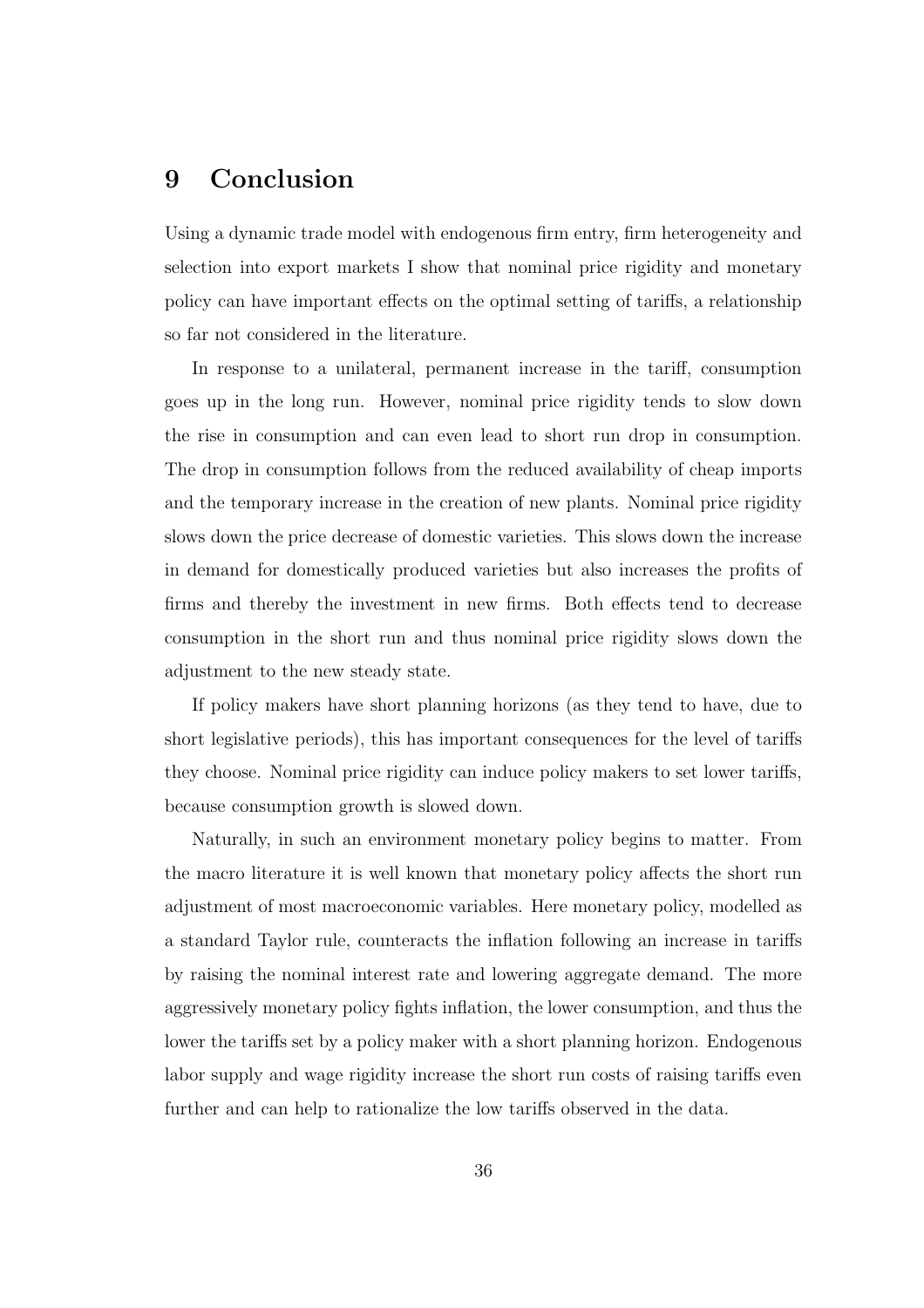# 9 Conclusion

Using a dynamic trade model with endogenous firm entry, firm heterogeneity and selection into export markets I show that nominal price rigidity and monetary policy can have important effects on the optimal setting of tariffs, a relationship so far not considered in the literature.

In response to a unilateral, permanent increase in the tariff, consumption goes up in the long run. However, nominal price rigidity tends to slow down the rise in consumption and can even lead to short run drop in consumption. The drop in consumption follows from the reduced availability of cheap imports and the temporary increase in the creation of new plants. Nominal price rigidity slows down the price decrease of domestic varieties. This slows down the increase in demand for domestically produced varieties but also increases the profits of firms and thereby the investment in new firms. Both effects tend to decrease consumption in the short run and thus nominal price rigidity slows down the adjustment to the new steady state.

If policy makers have short planning horizons (as they tend to have, due to short legislative periods), this has important consequences for the level of tariffs they choose. Nominal price rigidity can induce policy makers to set lower tariffs, because consumption growth is slowed down.

Naturally, in such an environment monetary policy begins to matter. From the macro literature it is well known that monetary policy affects the short run adjustment of most macroeconomic variables. Here monetary policy, modelled as a standard Taylor rule, counteracts the inflation following an increase in tariffs by raising the nominal interest rate and lowering aggregate demand. The more aggressively monetary policy fights inflation, the lower consumption, and thus the lower the tariffs set by a policy maker with a short planning horizon. Endogenous labor supply and wage rigidity increase the short run costs of raising tariffs even further and can help to rationalize the low tariffs observed in the data.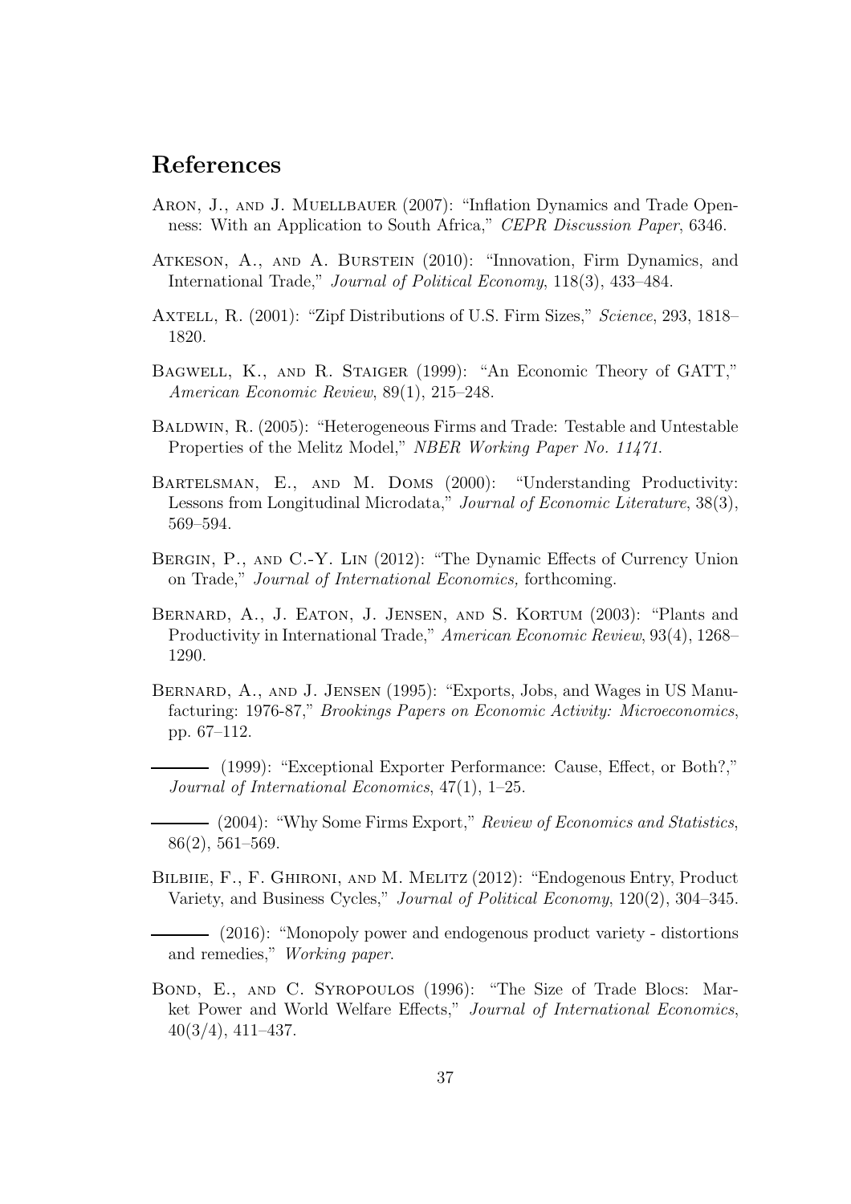## References

Aron, J., and J. Muellbauer (2007): "Inflation Dynamics and Trade Openness: With an Application to South Africa," *CEPR Discussion Paper*, 6346.

Atkeson, A., and A. Burstein (2010): "Innovation, Firm Dynamics, and International Trade," *Journal of Political Economy*, 118(3), 433–484.

Axtell, R. (2001): "Zipf Distributions of U.S. Firm Sizes," *Science*, 293, 1818–1820.

Bagwell, K., and R. Staiger (1999): "An Economic Theory of GATT," *American Economic Review*, 89(1), 215–248.

Baldwin, R. (2005): "Heterogeneous Firms and Trade: Testable and Untestable Properties of the Melitz Model," *NBER Working Paper No. 11471*.

Bartelsman, E., and M. Doms (2000): "Understanding Productivity: Lessons from Longitudinal Microdata," *Journal of Economic Literature*, 38(3), 569–594.

Bergin, P., and C.-Y. Lin (2012): "The Dynamic Effects of Currency Union on Trade," *Journal of International Economics,* forthcoming.

Bernard, A., J. Eaton, J. Jensen, and S. Kortum (2003): "Plants and Productivity in International Trade," *American Economic Review*, 93(4), 1268–1290.

Bernard, A., and J. Jensen (1995): "Exports, Jobs, and Wages in US Manufacturing: 1976-87," *Brookings Papers on Economic Activity: Microeconomics*, pp. 67–112.

——— (1999): "Exceptional Exporter Performance: Cause, Effect, or Both?," *Journal of International Economics*, 47(1), 1–25.

——— (2004): "Why Some Firms Export," *Review of Economics and Statistics*, 86(2), 561–569.

Bilbiie, F., F. Ghironi, and M. Melitz (2012): "Endogenous Entry, Product Variety, and Business Cycles," *Journal of Political Economy*, 120(2), 304–345.

——— (2016): "Monopoly power and endogenous product variety - distortions and remedies," *Working paper*.

Bond, E., and C. Syropoulos (1996): "The Size of Trade Blocs: Market Power and World Welfare Effects," *Journal of International Economics*, 40(3/4), 411–437.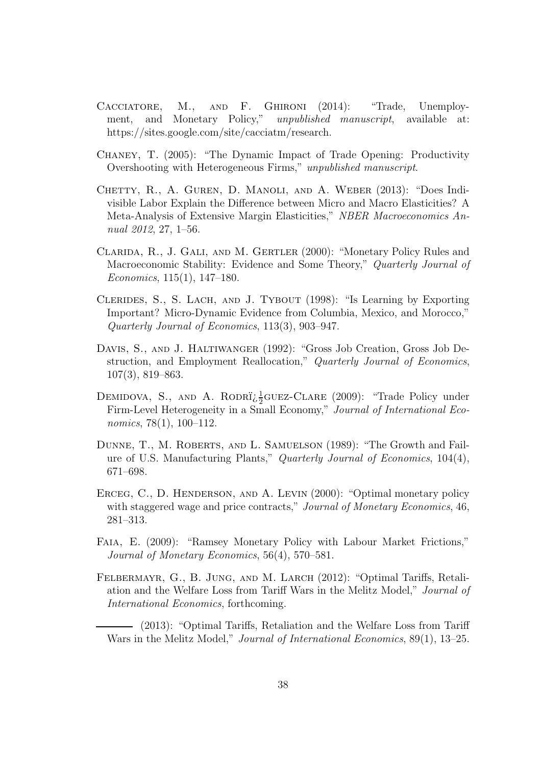Cacciatore, M., and F. Ghironi (2014): "Trade, Unemployment, and Monetary Policy," *unpublished manuscript*, available at: https://sites.google.com/site/cacciatm/research.

Chaney, T. (2005): "The Dynamic Impact of Trade Opening: Productivity Overshooting with Heterogeneous Firms," *unpublished manuscript*.

Chetty, R., A. Guren, D. Manoli, and A. Weber (2013): "Does Indivisible Labor Explain the Difference between Micro and Macro Elasticities? A Meta-Analysis of Extensive Margin Elasticities," *NBER Macroeconomics Annual 2012*, 27, 1–56.

Clarida, R., J. Gali, and M. Gertler (2000): "Monetary Policy Rules and Macroeconomic Stability: Evidence and Some Theory," *Quarterly Journal of Economics*, 115(1), 147–180.

Clerides, S., S. Lach, and J. Tybout (1998): "Is Learning by Exporting Important? Micro-Dynamic Evidence from Columbia, Mexico, and Morocco," *Quarterly Journal of Economics*, 113(3), 903–947.

Davis, S., and J. Haltiwanger (1992): "Gross Job Creation, Gross Job Destruction, and Employment Reallocation," *Quarterly Journal of Economics*, 107(3), 819–863.

Demidova, S., and A. Rodrï¿½guez-Clare (2009): "Trade Policy under Firm-Level Heterogeneity in a Small Economy," *Journal of International Economics*, 78(1), 100–112.

Dunne, T., M. Roberts, and L. Samuelson (1989): "The Growth and Failure of U.S. Manufacturing Plants," *Quarterly Journal of Economics*, 104(4), 671–698.

Erceg, C., D. Henderson, and A. Levin (2000): "Optimal monetary policy with staggered wage and price contracts," *Journal of Monetary Economics*, 46, 281–313.

Faia, E. (2009): "Ramsey Monetary Policy with Labour Market Frictions," *Journal of Monetary Economics*, 56(4), 570–581.

Felbermayr, G., B. Jung, and M. Larch (2012): "Optimal Tariffs, Retaliation and the Welfare Loss from Tariff Wars in the Melitz Model," *Journal of International Economics*, forthcoming.

——— (2013): "Optimal Tariffs, Retaliation and the Welfare Loss from Tariff Wars in the Melitz Model," *Journal of International Economics*, 89(1), 13–25.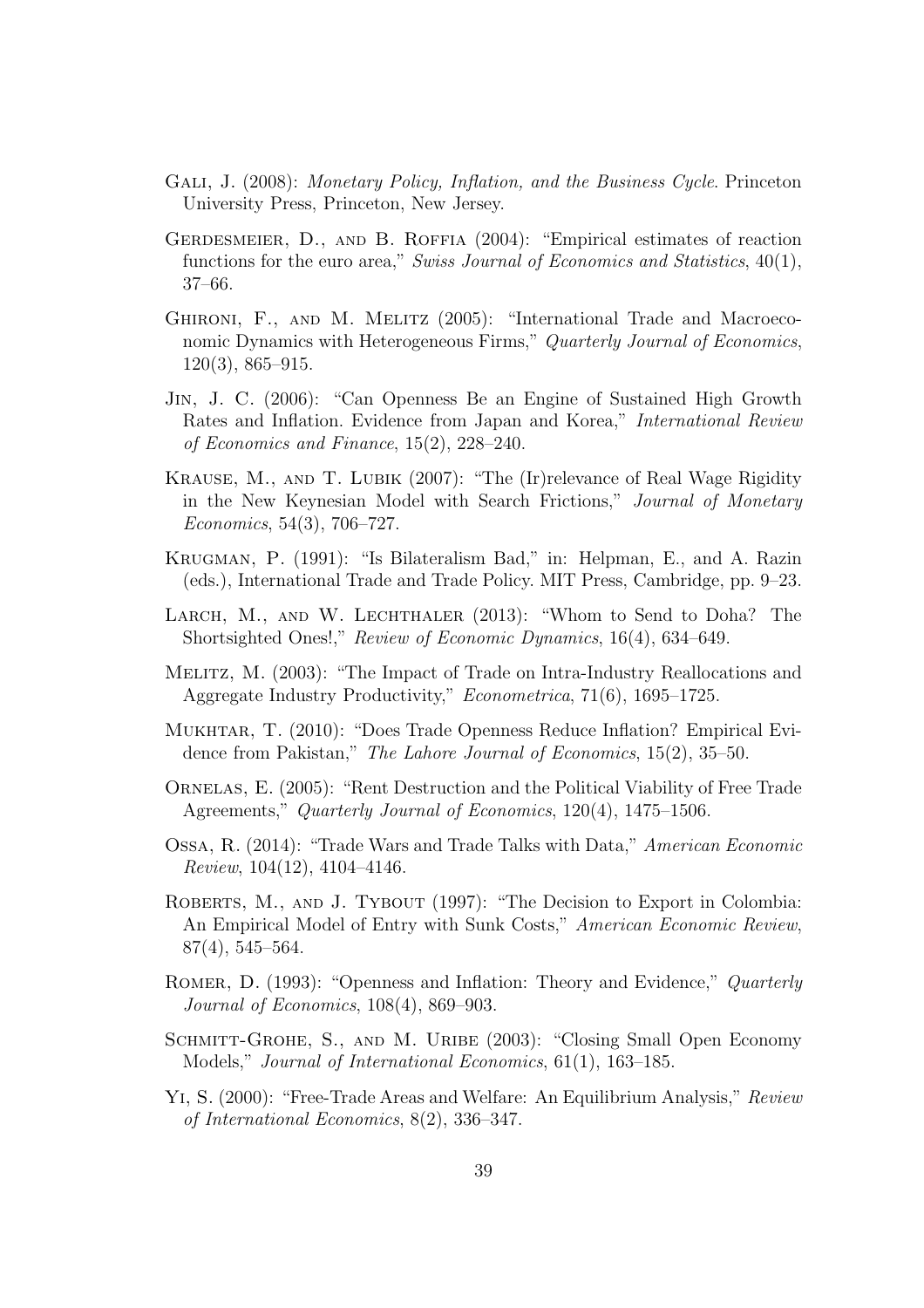Gali, J. (2008): *Monetary Policy, Inflation, and the Business Cycle*. Princeton University Press, Princeton, New Jersey.

Gerdesmeier, D., and B. Roffia (2004): "Empirical estimates of reaction functions for the euro area," *Swiss Journal of Economics and Statistics*, 40(1), 37–66.

Ghironi, F., and M. Melitz (2005): "International Trade and Macroeconomic Dynamics with Heterogeneous Firms," *Quarterly Journal of Economics*, 120(3), 865–915.

Jin, J. C. (2006): "Can Openness Be an Engine of Sustained High Growth Rates and Inflation. Evidence from Japan and Korea," *International Review of Economics and Finance*, 15(2), 228–240.

Krause, M., and T. Lubik (2007): "The (Ir)relevance of Real Wage Rigidity in the New Keynesian Model with Search Frictions," *Journal of Monetary Economics*, 54(3), 706–727.

Krugman, P. (1991): "Is Bilateralism Bad," in: Helpman, E., and A. Razin (eds.), International Trade and Trade Policy. MIT Press, Cambridge, pp. 9–23.

Larch, M., and W. Lechthaler (2013): "Whom to Send to Doha? The Shortsighted Ones!," *Review of Economic Dynamics*, 16(4), 634–649.

Melitz, M. (2003): "The Impact of Trade on Intra-Industry Reallocations and Aggregate Industry Productivity," *Econometrica*, 71(6), 1695–1725.

Mukhtar, T. (2010): "Does Trade Openness Reduce Inflation? Empirical Evidence from Pakistan," *The Lahore Journal of Economics*, 15(2), 35–50.

Ornelas, E. (2005): "Rent Destruction and the Political Viability of Free Trade Agreements," *Quarterly Journal of Economics*, 120(4), 1475–1506.

Ossa, R. (2014): "Trade Wars and Trade Talks with Data," *American Economic Review*, 104(12), 4104–4146.

Roberts, M., and J. Tybout (1997): "The Decision to Export in Colombia: An Empirical Model of Entry with Sunk Costs," *American Economic Review*, 87(4), 545–564.

Romer, D. (1993): "Openness and Inflation: Theory and Evidence," *Quarterly Journal of Economics*, 108(4), 869–903.

Schmitt-Grohe, S., and M. Uribe (2003): "Closing Small Open Economy Models," *Journal of International Economics*, 61(1), 163–185.

Yi, S. (2000): "Free-Trade Areas and Welfare: An Equilibrium Analysis," *Review of International Economics*, 8(2), 336–347.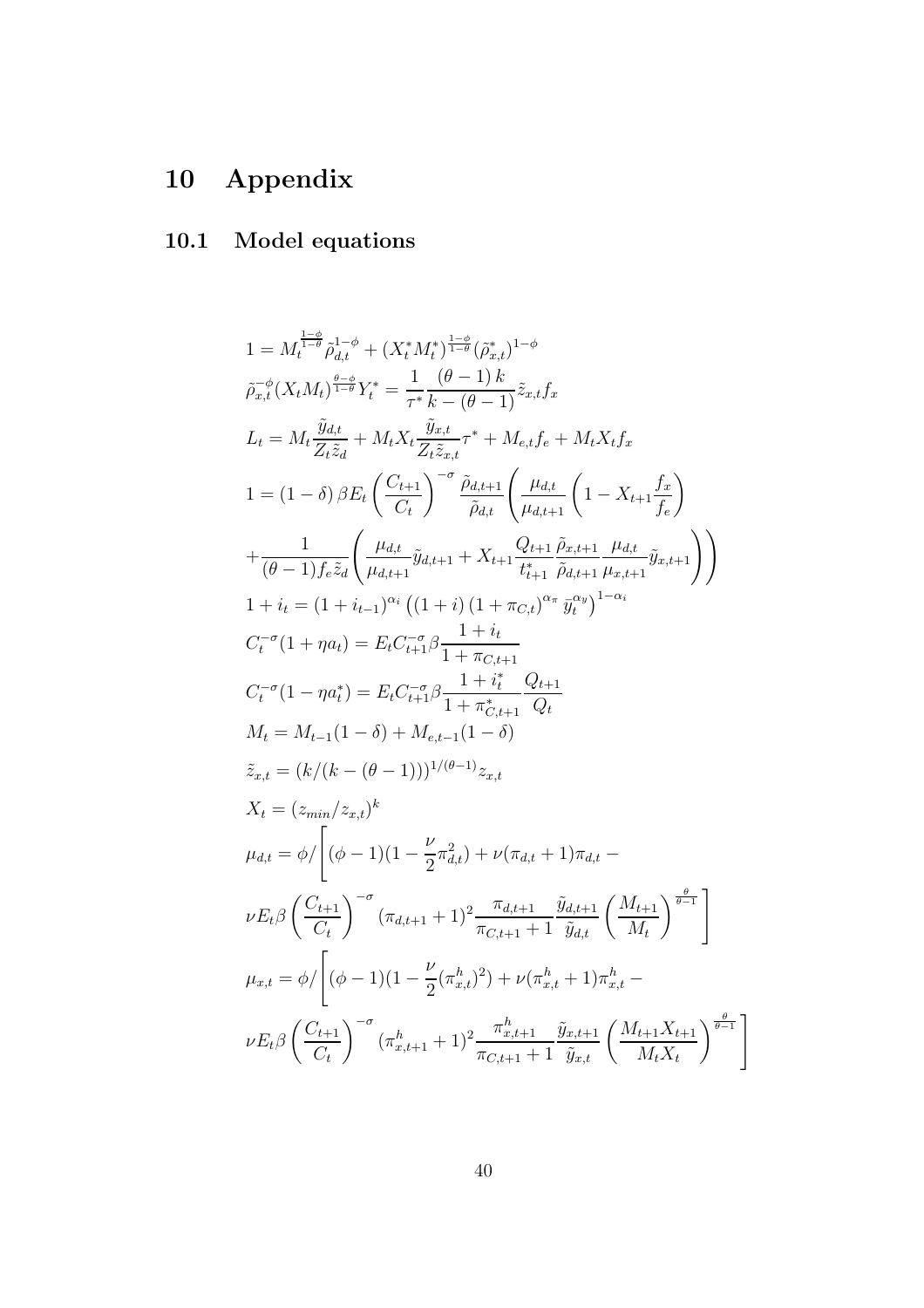# 10 Appendix

## 10.1 Model equations

$$1 = M_t^{\frac{1-\phi}{1-\theta}} \tilde{\rho}_{d,t}^{1-\phi} + (X_t^* M_t^*)^{\frac{1-\phi}{1-\theta}} (\tilde{\rho}_{x,t}^*)^{1-\phi}$$

$$\tilde{\rho}_{x,t}^{-\phi} (X_t M_t)^{\frac{\theta-\phi}{1-\theta}} Y_t^* = \frac{1}{\tau^*} \frac{(\theta-1)\, k}{k-(\theta-1)} \tilde{z}_{x,t} f_x$$

$$L_t = M_t \frac{\tilde{y}_{d,t}}{Z_t \tilde{z}_d} + M_t X_t \frac{\tilde{y}_{x,t}}{Z_t \tilde{z}_{x,t}} \tau^* + M_{e,t} f_e + M_t X_t f_x$$

$$1 = (1-\delta)\,\beta E_t \left(\frac{C_{t+1}}{C_t}\right)^{-\sigma} \frac{\tilde{\rho}_{d,t+1}}{\tilde{\rho}_{d,t}} \left( \frac{\mu_{d,t}}{\mu_{d,t+1}} \left(1 - X_{t+1} \frac{f_x}{f_e}\right) \right.$$

$$\left. + \frac{1}{(\theta-1) f_e \tilde{z}_d} \left( \frac{\mu_{d,t}}{\mu_{d,t+1}} \tilde{y}_{d,t+1} + X_{t+1} \frac{Q_{t+1}}{t_{t+1}^*} \frac{\tilde{\rho}_{x,t+1}}{\tilde{\rho}_{d,t+1}} \frac{\mu_{d,t}}{\mu_{x,t+1}} \tilde{y}_{x,t+1} \right) \right)$$

$$1 + i_t = (1 + i_{t-1})^{\alpha_i} \left( (1+i)\,(1+\pi_{C,t})^{\alpha_\pi}\, \bar{y}_t^{\alpha_y} \right)^{1-\alpha_i}$$

$$C_t^{-\sigma} (1 + \eta a_t) = E_t C_{t+1}^{-\sigma} \beta \frac{1+i_t}{1+\pi_{C,t+1}}$$

$$C_t^{-\sigma} (1 - \eta a_t^*) = E_t C_{t+1}^{-\sigma} \beta \frac{1+i_t^*}{1+\pi_{C,t+1}^*} \frac{Q_{t+1}}{Q_t}$$

$$M_t = M_{t-1}(1-\delta) + M_{e,t-1}(1-\delta)$$

$$\tilde{z}_{x,t} = (k/(k-(\theta-1)))^{1/(\theta-1)} z_{x,t}$$

$$X_t = (z_{min}/z_{x,t})^k$$

$$\mu_{d,t} = \phi \Bigg/ \Bigg[ (\phi-1)(1 - \frac{\nu}{2}\pi_{d,t}^2) + \nu(\pi_{d,t}+1)\pi_{d,t} -$$

$$\nu E_t \beta \left(\frac{C_{t+1}}{C_t}\right)^{-\sigma} (\pi_{d,t+1}+1)^2 \frac{\pi_{d,t+1}}{\pi_{C,t+1}+1} \frac{\tilde{y}_{d,t+1}}{\tilde{y}_{d,t}} \left(\frac{M_{t+1}}{M_t}\right)^{\frac{\theta}{\theta-1}} \Bigg]$$

$$\mu_{x,t} = \phi \Bigg/ \Bigg[ (\phi-1)(1 - \frac{\nu}{2}(\pi_{x,t}^h)^2) + \nu(\pi_{x,t}^h+1)\pi_{x,t}^h -$$

$$\nu E_t \beta \left(\frac{C_{t+1}}{C_t}\right)^{-\sigma} (\pi_{x,t+1}^h+1)^2 \frac{\pi_{x,t+1}^h}{\pi_{C,t+1}+1} \frac{\tilde{y}_{x,t+1}}{\tilde{y}_{x,t}} \left(\frac{M_{t+1} X_{t+1}}{M_t X_t}\right)^{\frac{\theta}{\theta-1}} \Bigg]$$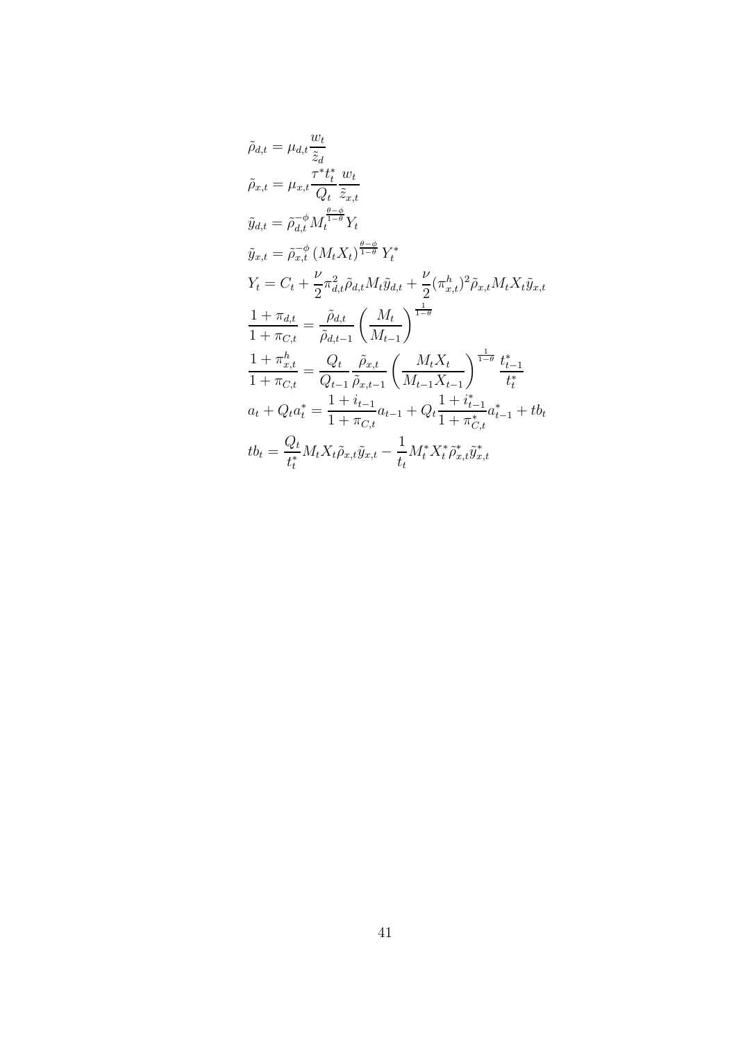$$\tilde{\rho}_{d,t} = \mu_{d,t} \frac{w_t}{\tilde{z}_d}$$

$$\tilde{\rho}_{x,t} = \mu_{x,t} \frac{\tau^* t_t^*}{Q_t} \frac{w_t}{\tilde{z}_{x,t}}$$

$$\tilde{y}_{d,t} = \tilde{\rho}_{d,t}^{-\phi} M_t^{\frac{\theta-\phi}{1-\theta}} Y_t$$

$$\tilde{y}_{x,t} = \tilde{\rho}_{x,t}^{-\phi} \left(M_t X_t\right)^{\frac{\theta-\phi}{1-\theta}} Y_t^*$$

$$Y_t = C_t + \frac{\nu}{2} \pi_{d,t}^2 \tilde{\rho}_{d,t} M_t \tilde{y}_{d,t} + \frac{\nu}{2} (\pi_{x,t}^h)^2 \tilde{\rho}_{x,t} M_t X_t \tilde{y}_{x,t}$$

$$\frac{1 + \pi_{d,t}}{1 + \pi_{C,t}} = \frac{\tilde{\rho}_{d,t}}{\tilde{\rho}_{d,t-1}} \left( \frac{M_t}{M_{t-1}} \right)^{\frac{1}{1-\theta}}$$

$$\frac{1 + \pi_{x,t}^h}{1 + \pi_{C,t}} = \frac{Q_t}{Q_{t-1}} \frac{\tilde{\rho}_{x,t}}{\tilde{\rho}_{x,t-1}} \left( \frac{M_t X_t}{M_{t-1} X_{t-1}} \right)^{\frac{1}{1-\theta}} \frac{t_{t-1}^*}{t_t^*}$$

$$a_t + Q_t a_t^* = \frac{1 + i_{t-1}}{1 + \pi_{C,t}} a_{t-1} + Q_t \frac{1 + i_{t-1}^*}{1 + \pi_{C,t}^*} a_{t-1}^* + tb_t$$

$$tb_t = \frac{Q_t}{t_t^*} M_t X_t \tilde{\rho}_{x,t} \tilde{y}_{x,t} - \frac{1}{t_t} M_t^* X_t^* \tilde{\rho}_{x,t}^* \tilde{y}_{x,t}^*$$